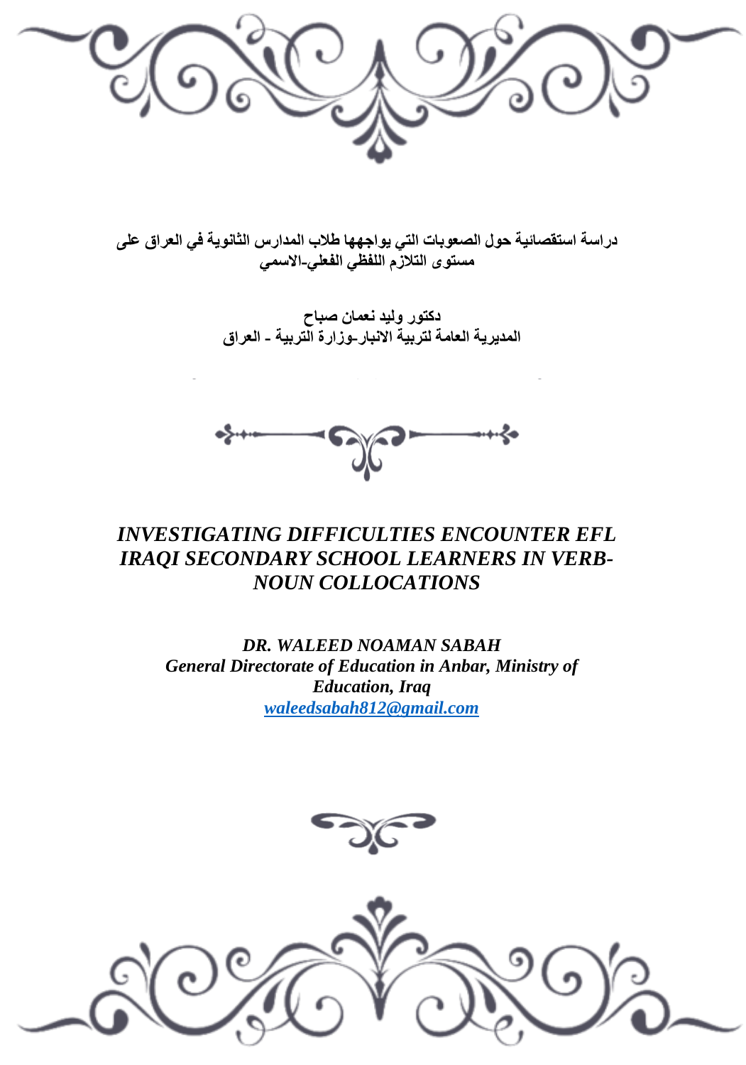# دراسة استقصائية حول الصعوبات التي يواجهها طلاب المدارس الثانوية في العراق على مستوى التلازم اللفظي الفعلي-الاسمي

**دكتور وليد نعمان صباح**

**المديرية العامة لتربية الانبار-وزارة التربية - العراق**

# *INVESTIGATING DIFFICULTIES ENCOUNTER EFL IRAQI SECONDARY SCHOOL LEARNERS IN VERB-NOUN COLLOCATIONS*

***DR. WALEED NOAMAN SABAH***

***General Directorate of Education in Anbar, Ministry of Education, Iraq***

***waleedsabah812@gmail.com***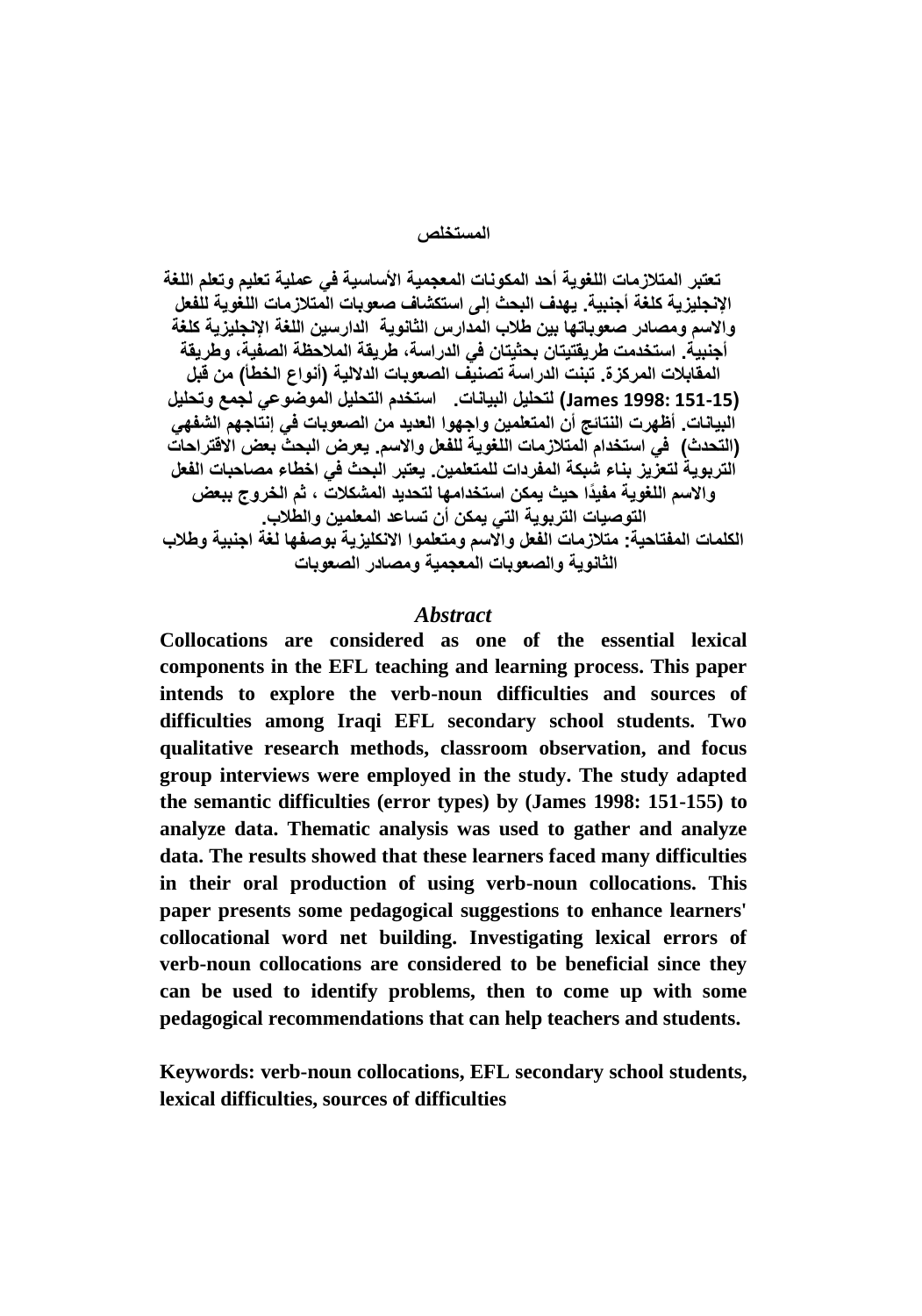## المستخلص

تعتبر المتلازمات اللغوية أحد المكونات المعجمية الأساسية في عملية تعليم وتعلم اللغة الإنجليزية كلغة أجنبية. يهدف البحث إلى استكشاف صعوبات المتلازمات اللغوية للفعل والاسم ومصادر صعوباتها بين طلاب المدارس الثانوية الدارسين اللغة الإنجليزية كلغة أجنبية. استخدمت طريقتيتان بحثيتان في الدراسة، طريقة الملاحظة الصفية، وطريقة المقابلات المركزة. تبنت الدراسة تصنيف الصعوبات الدلالية (أنواع الخطأ) من قبل (James 1998: 151-15) لتحليل البيانات. استخدم التحليل الموضوعي لجمع وتحليل البيانات. أظهرت النتائج أن المتعلمين واجهوا العديد من الصعوبات في إنتاجهم الشفهي (التحدث) في استخدام المتلازمات اللغوية للفعل والاسم. يعرض البحث بعض الاقتراحات التربوية لتعزيز بناء شبكة المفردات للمتعلمين. يعتبر البحث في اخطاء مصاحبات الفعل والاسم اللغوية مفيدًا حيث يمكن استخدامها لتحديد المشكلات ، ثم الخروج ببعض التوصيات التربوية التي يمكن أن تساعد المعلمين والطلاب.

الكلمات المفتاحية: متلازمات الفعل والاسم ومتعلموا الانكليزية بوصفها لغة اجنبية وطلاب الثانوية والصعوبات المعجمية ومصادر الصعوبات

## *Abstract*

**Collocations are considered as one of the essential lexical components in the EFL teaching and learning process. This paper intends to explore the verb-noun difficulties and sources of difficulties among Iraqi EFL secondary school students. Two qualitative research methods, classroom observation, and focus group interviews were employed in the study. The study adapted the semantic difficulties (error types) by (James 1998: 151-155) to analyze data. Thematic analysis was used to gather and analyze data. The results showed that these learners faced many difficulties in their oral production of using verb-noun collocations. This paper presents some pedagogical suggestions to enhance learners' collocational word net building. Investigating lexical errors of verb-noun collocations are considered to be beneficial since they can be used to identify problems, then to come up with some pedagogical recommendations that can help teachers and students.**

**Keywords: verb-noun collocations, EFL secondary school students, lexical difficulties, sources of difficulties**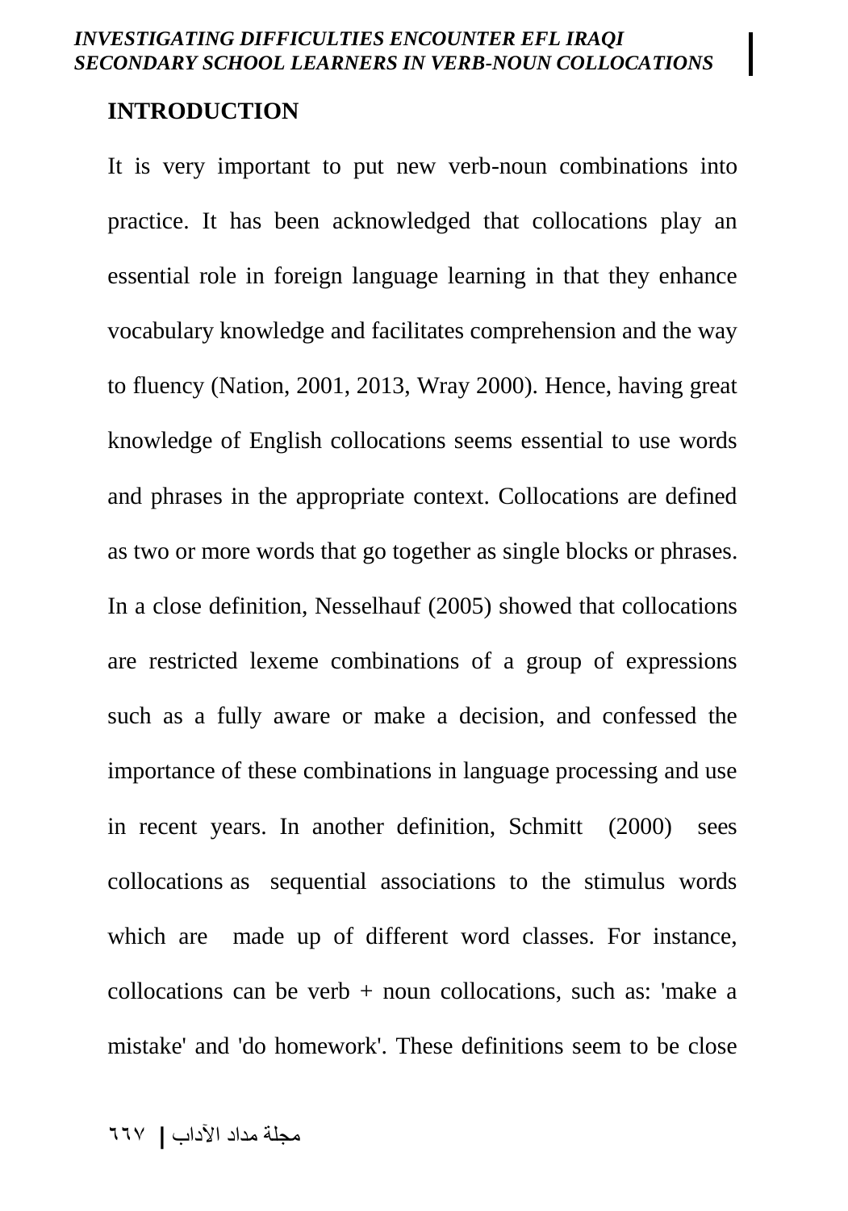## INTRODUCTION

It is very important to put new verb-noun combinations into practice. It has been acknowledged that collocations play an essential role in foreign language learning in that they enhance vocabulary knowledge and facilitates comprehension and the way to fluency (Nation, 2001, 2013, Wray 2000). Hence, having great knowledge of English collocations seems essential to use words and phrases in the appropriate context. Collocations are defined as two or more words that go together as single blocks or phrases. In a close definition, Nesselhauf (2005) showed that collocations are restricted lexeme combinations of a group of expressions such as a fully aware or make a decision, and confessed the importance of these combinations in language processing and use in recent years. In another definition, Schmitt (2000) sees collocations as sequential associations to the stimulus words which are made up of different word classes. For instance, collocations can be verb + noun collocations, such as: 'make a mistake' and 'do homework'. These definitions seem to be close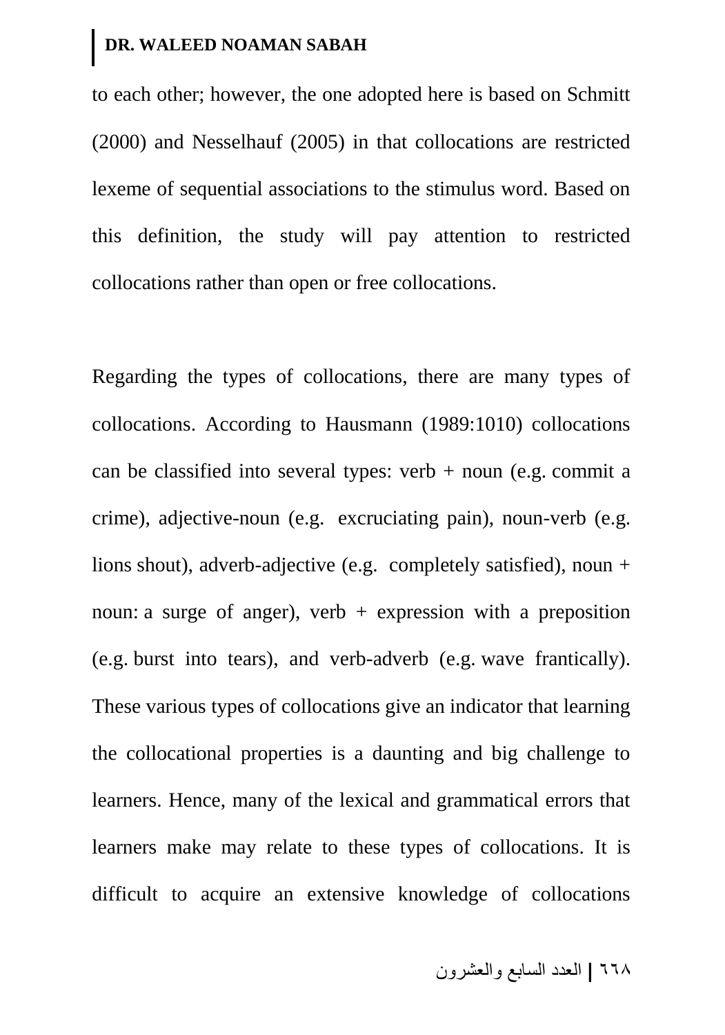to each other; however, the one adopted here is based on Schmitt (2000) and Nesselhauf (2005) in that collocations are restricted lexeme of sequential associations to the stimulus word. Based on this definition, the study will pay attention to restricted collocations rather than open or free collocations.

Regarding the types of collocations, there are many types of collocations. According to Hausmann (1989:1010) collocations can be classified into several types: verb + noun (e.g. commit a crime), adjective-noun (e.g. excruciating pain), noun-verb (e.g. lions shout), adverb-adjective (e.g. completely satisfied), noun + noun: a surge of anger), verb + expression with a preposition (e.g. burst into tears), and verb-adverb (e.g. wave frantically). These various types of collocations give an indicator that learning the collocational properties is a daunting and big challenge to learners. Hence, many of the lexical and grammatical errors that learners make may relate to these types of collocations. It is difficult to acquire an extensive knowledge of collocations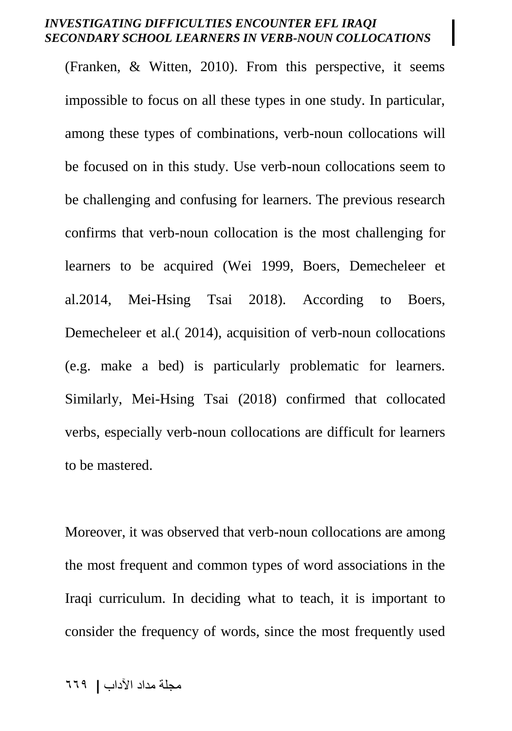(Franken, & Witten, 2010). From this perspective, it seems impossible to focus on all these types in one study. In particular, among these types of combinations, verb-noun collocations will be focused on in this study. Use verb-noun collocations seem to be challenging and confusing for learners. The previous research confirms that verb-noun collocation is the most challenging for learners to be acquired (Wei 1999, Boers, Demecheleer et al.2014, Mei-Hsing Tsai 2018). According to Boers, Demecheleer et al.( 2014), acquisition of verb-noun collocations (e.g. make a bed) is particularly problematic for learners. Similarly, Mei-Hsing Tsai (2018) confirmed that collocated verbs, especially verb-noun collocations are difficult for learners to be mastered.

Moreover, it was observed that verb-noun collocations are among the most frequent and common types of word associations in the Iraqi curriculum. In deciding what to teach, it is important to consider the frequency of words, since the most frequently used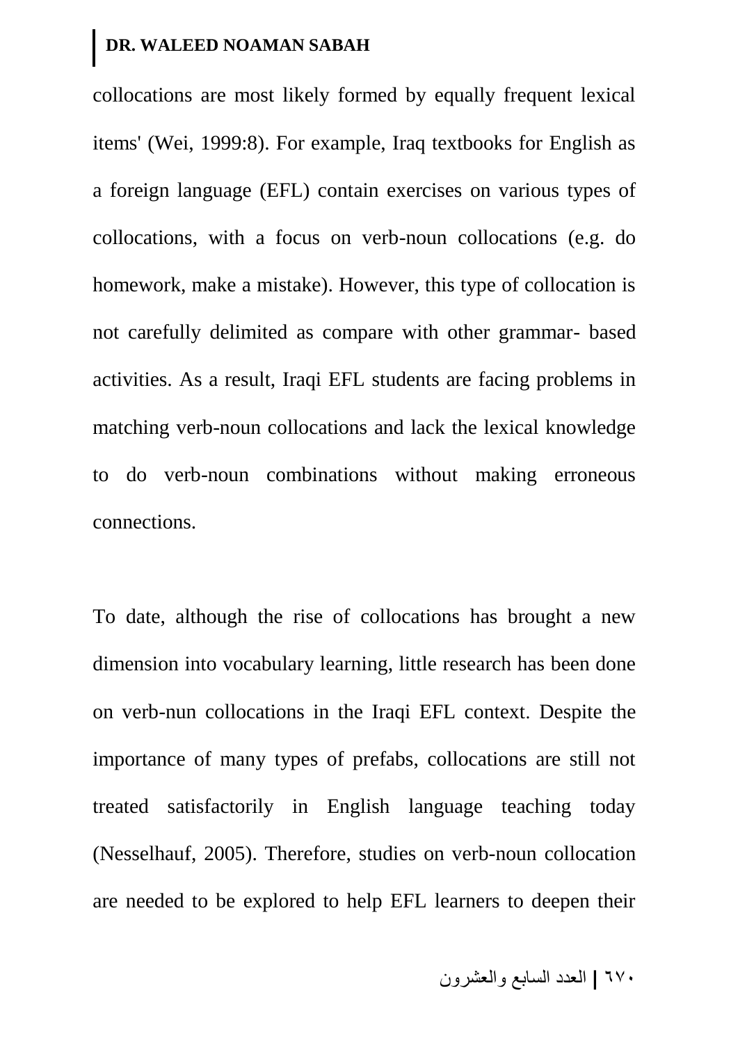collocations are most likely formed by equally frequent lexical items' (Wei, 1999:8). For example, Iraq textbooks for English as a foreign language (EFL) contain exercises on various types of collocations, with a focus on verb-noun collocations (e.g. do homework, make a mistake). However, this type of collocation is not carefully delimited as compare with other grammar- based activities. As a result, Iraqi EFL students are facing problems in matching verb-noun collocations and lack the lexical knowledge to do verb-noun combinations without making erroneous connections.

To date, although the rise of collocations has brought a new dimension into vocabulary learning, little research has been done on verb-nun collocations in the Iraqi EFL context. Despite the importance of many types of prefabs, collocations are still not treated satisfactorily in English language teaching today (Nesselhauf, 2005). Therefore, studies on verb-noun collocation are needed to be explored to help EFL learners to deepen their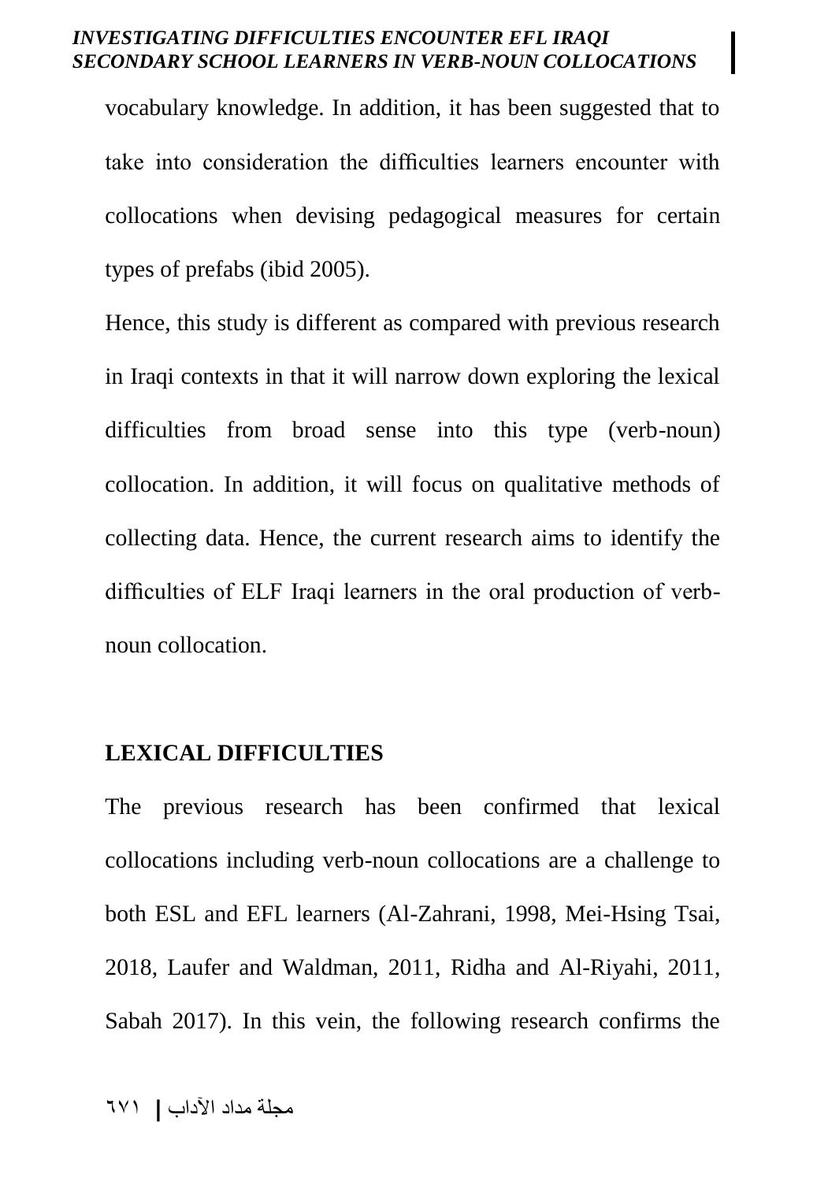vocabulary knowledge. In addition, it has been suggested that to take into consideration the difficulties learners encounter with collocations when devising pedagogical measures for certain types of prefabs (ibid 2005).

Hence, this study is different as compared with previous research in Iraqi contexts in that it will narrow down exploring the lexical difficulties from broad sense into this type (verb-noun) collocation. In addition, it will focus on qualitative methods of collecting data. Hence, the current research aims to identify the difficulties of ELF Iraqi learners in the oral production of verb-noun collocation.

## LEXICAL DIFFICULTIES

The previous research has been confirmed that lexical collocations including verb-noun collocations are a challenge to both ESL and EFL learners (Al-Zahrani, 1998, Mei-Hsing Tsai, 2018, Laufer and Waldman, 2011, Ridha and Al-Riyahi, 2011, Sabah 2017). In this vein, the following research confirms the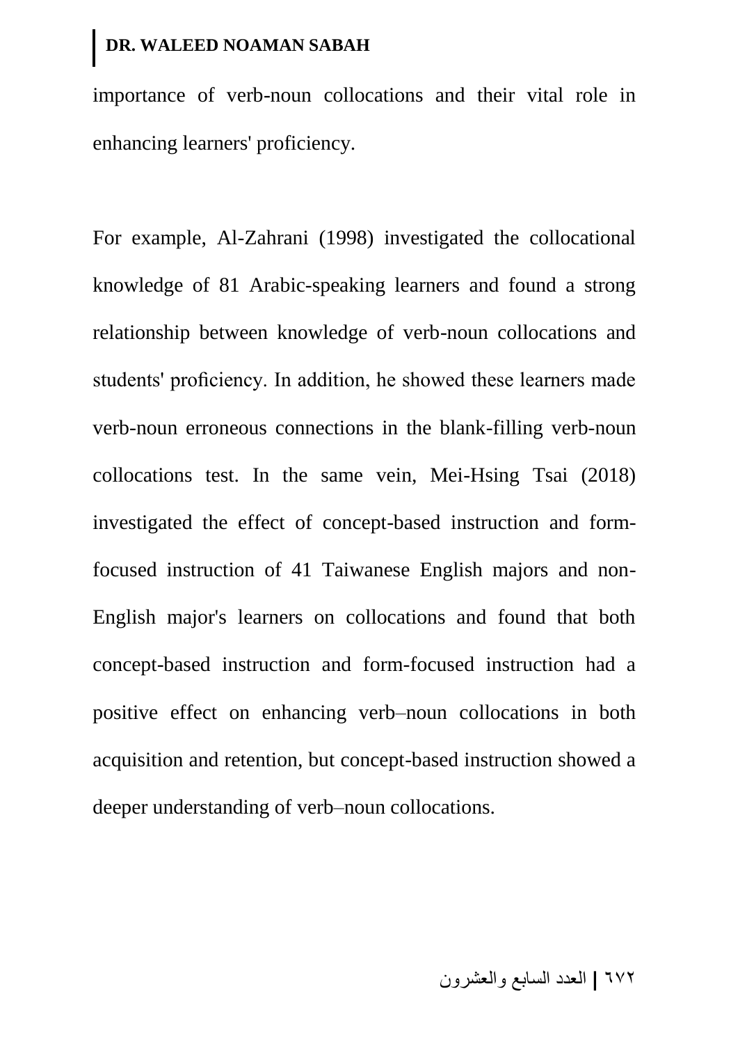importance of verb-noun collocations and their vital role in enhancing learners' proficiency.

For example, Al-Zahrani (1998) investigated the collocational knowledge of 81 Arabic-speaking learners and found a strong relationship between knowledge of verb-noun collocations and students' proficiency. In addition, he showed these learners made verb-noun erroneous connections in the blank-filling verb-noun collocations test. In the same vein, Mei-Hsing Tsai (2018) investigated the effect of concept-based instruction and form-focused instruction of 41 Taiwanese English majors and non-English major's learners on collocations and found that both concept-based instruction and form-focused instruction had a positive effect on enhancing verb–noun collocations in both acquisition and retention, but concept-based instruction showed a deeper understanding of verb–noun collocations.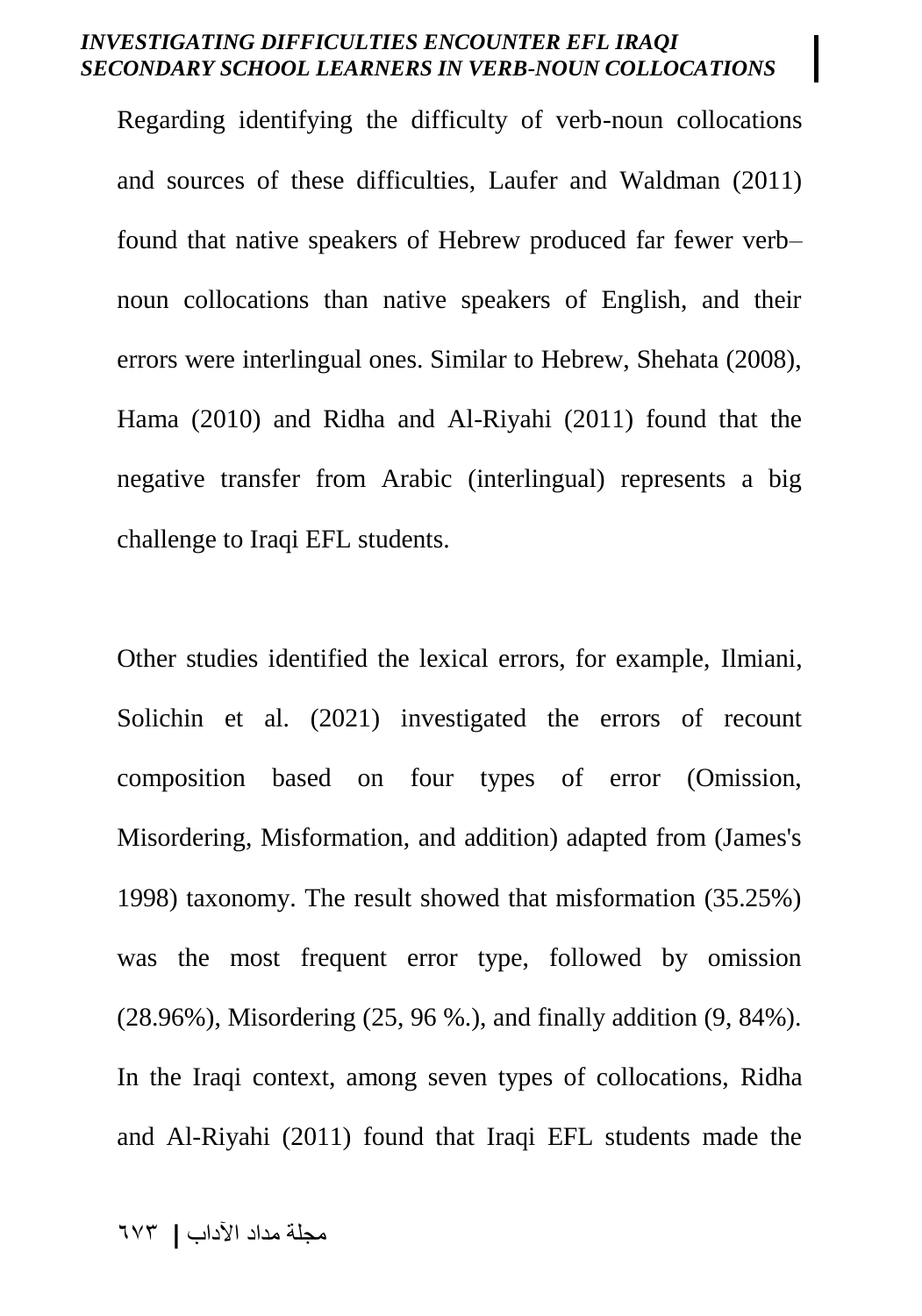Regarding identifying the difficulty of verb-noun collocations and sources of these difficulties, Laufer and Waldman (2011) found that native speakers of Hebrew produced far fewer verb–noun collocations than native speakers of English, and their errors were interlingual ones. Similar to Hebrew, Shehata (2008), Hama (2010) and Ridha and Al-Riyahi (2011) found that the negative transfer from Arabic (interlingual) represents a big challenge to Iraqi EFL students.

Other studies identified the lexical errors, for example, Ilmiani, Solichin et al. (2021) investigated the errors of recount composition based on four types of error (Omission, Misordering, Misformation, and addition) adapted from (James's 1998) taxonomy. The result showed that misformation (35.25%) was the most frequent error type, followed by omission (28.96%), Misordering (25, 96 %.), and finally addition (9, 84%). In the Iraqi context, among seven types of collocations, Ridha and Al-Riyahi (2011) found that Iraqi EFL students made the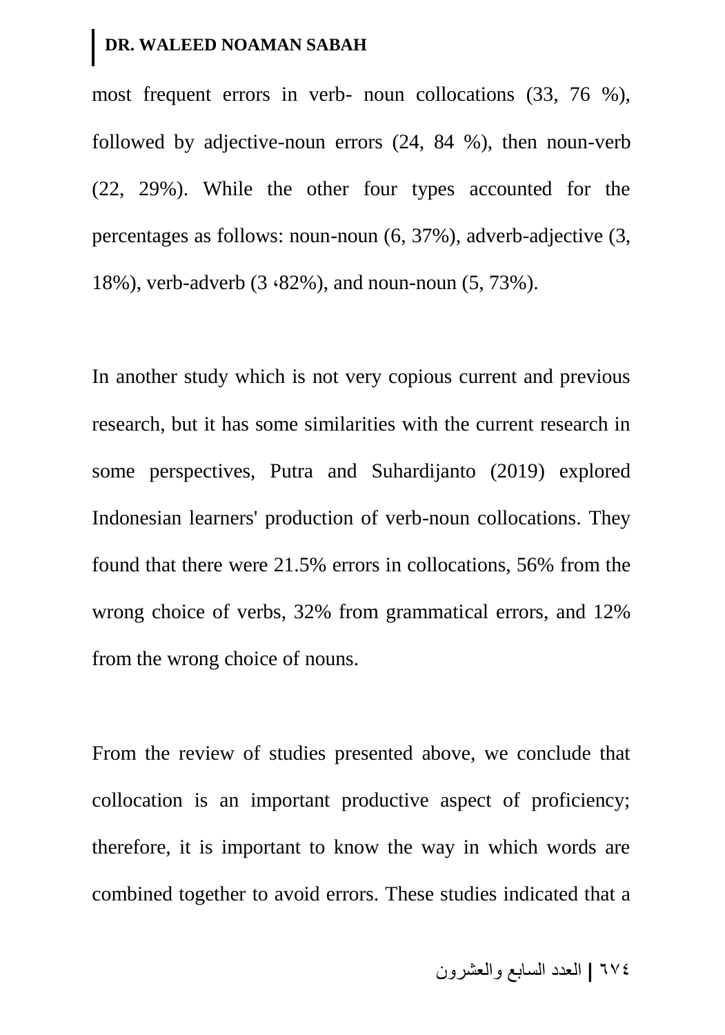most frequent errors in verb- noun collocations (33, 76 %), followed by adjective-noun errors (24, 84 %), then noun-verb (22, 29%). While the other four types accounted for the percentages as follows: noun-noun (6, 37%), adverb-adjective (3, 18%), verb-adverb (3 ،82%), and noun-noun (5, 73%).

In another study which is not very copious current and previous research, but it has some similarities with the current research in some perspectives, Putra and Suhardijanto (2019) explored Indonesian learners' production of verb-noun collocations. They found that there were 21.5% errors in collocations, 56% from the wrong choice of verbs, 32% from grammatical errors, and 12% from the wrong choice of nouns.

From the review of studies presented above, we conclude that collocation is an important productive aspect of proficiency; therefore, it is important to know the way in which words are combined together to avoid errors. These studies indicated that a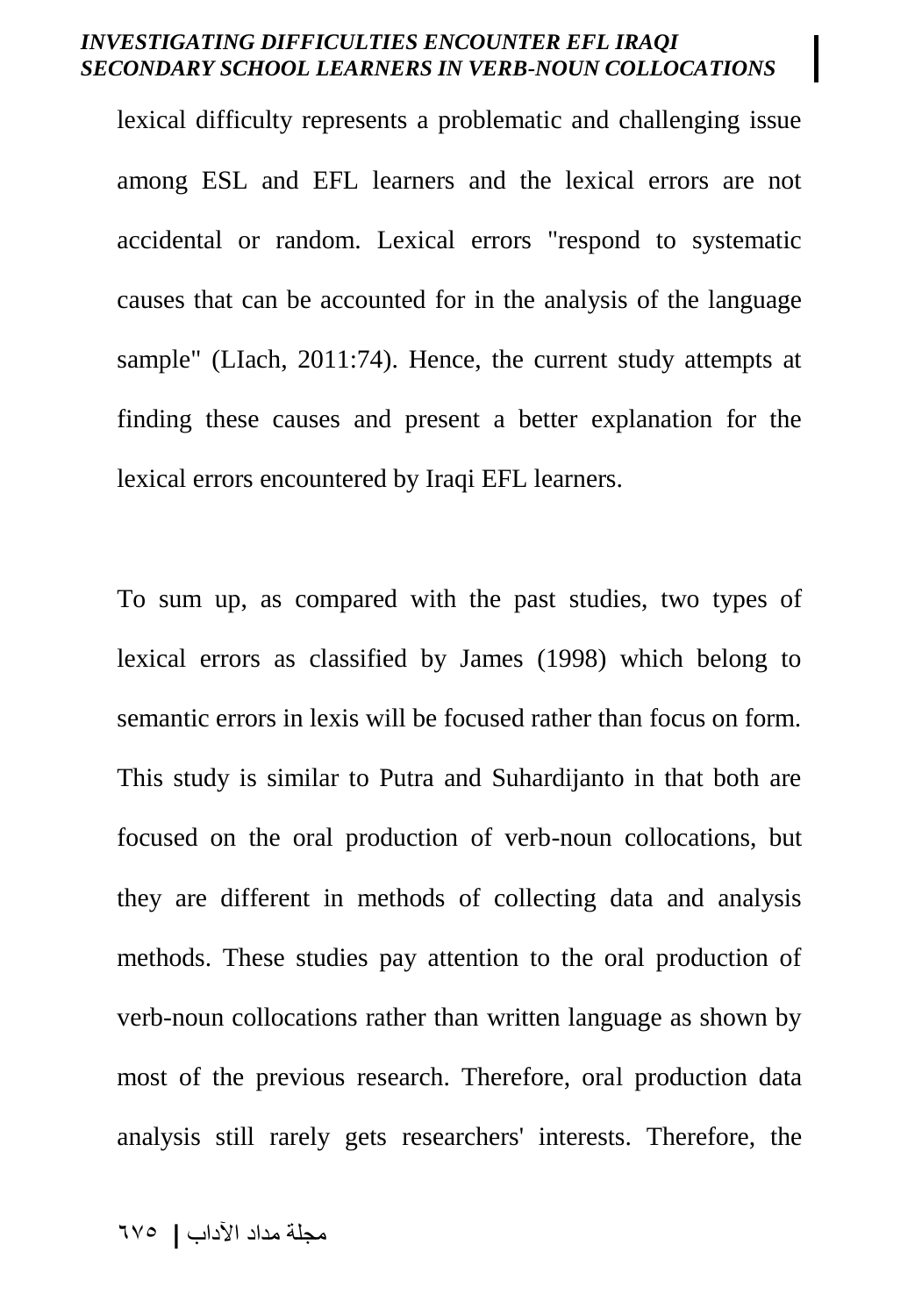lexical difficulty represents a problematic and challenging issue among ESL and EFL learners and the lexical errors are not accidental or random. Lexical errors "respond to systematic causes that can be accounted for in the analysis of the language sample" (LIach, 2011:74). Hence, the current study attempts at finding these causes and present a better explanation for the lexical errors encountered by Iraqi EFL learners.

To sum up, as compared with the past studies, two types of lexical errors as classified by James (1998) which belong to semantic errors in lexis will be focused rather than focus on form. This study is similar to Putra and Suhardijanto in that both are focused on the oral production of verb-noun collocations, but they are different in methods of collecting data and analysis methods. These studies pay attention to the oral production of verb-noun collocations rather than written language as shown by most of the previous research. Therefore, oral production data analysis still rarely gets researchers' interests. Therefore, the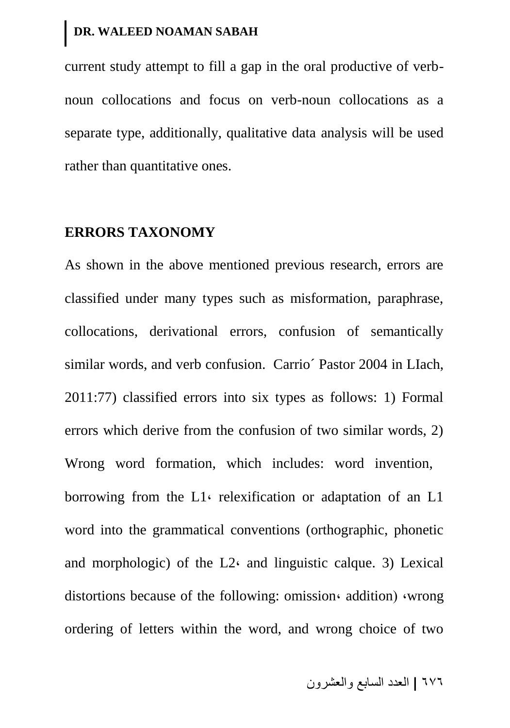current study attempt to fill a gap in the oral productive of verb-noun collocations and focus on verb-noun collocations as a separate type, additionally, qualitative data analysis will be used rather than quantitative ones.

## ERRORS TAXONOMY

As shown in the above mentioned previous research, errors are classified under many types such as misformation, paraphrase, collocations, derivational errors, confusion of semantically similar words, and verb confusion. Carrio´ Pastor 2004 in LIach, 2011:77) classified errors into six types as follows: 1) Formal errors which derive from the confusion of two similar words, 2) Wrong word formation, which includes: word invention, borrowing from the L1، relexification or adaptation of an L1 word into the grammatical conventions (orthographic, phonetic and morphologic) of the L2، and linguistic calque. 3) Lexical distortions because of the following: omission، addition) ،wrong ordering of letters within the word, and wrong choice of two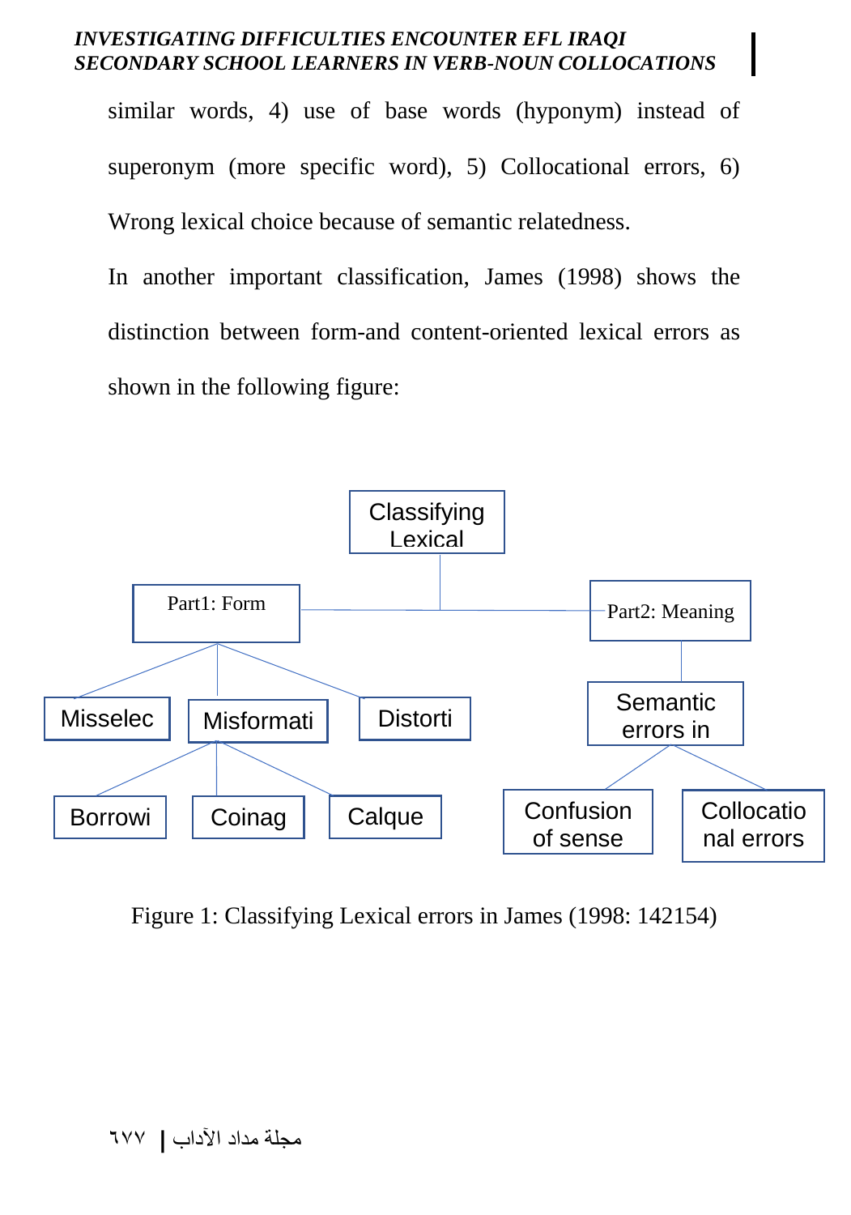similar words, 4) use of base words (hyponym) instead of superonym (more specific word), 5) Collocational errors, 6) Wrong lexical choice because of semantic relatedness.

In another important classification, James (1998) shows the distinction between form-and content-oriented lexical errors as shown in the following figure:

- Classifying Lexical
  - Part1: Form
    - Misselec
    - Misformati
      - Borrowi
      - Coinag
      - Calque
    - Distorti
  - Part2: Meaning
    - Semantic errors in
      - Confusion of sense
      - Collocational errors

Figure 1: Classifying Lexical errors in James (1998: 142154)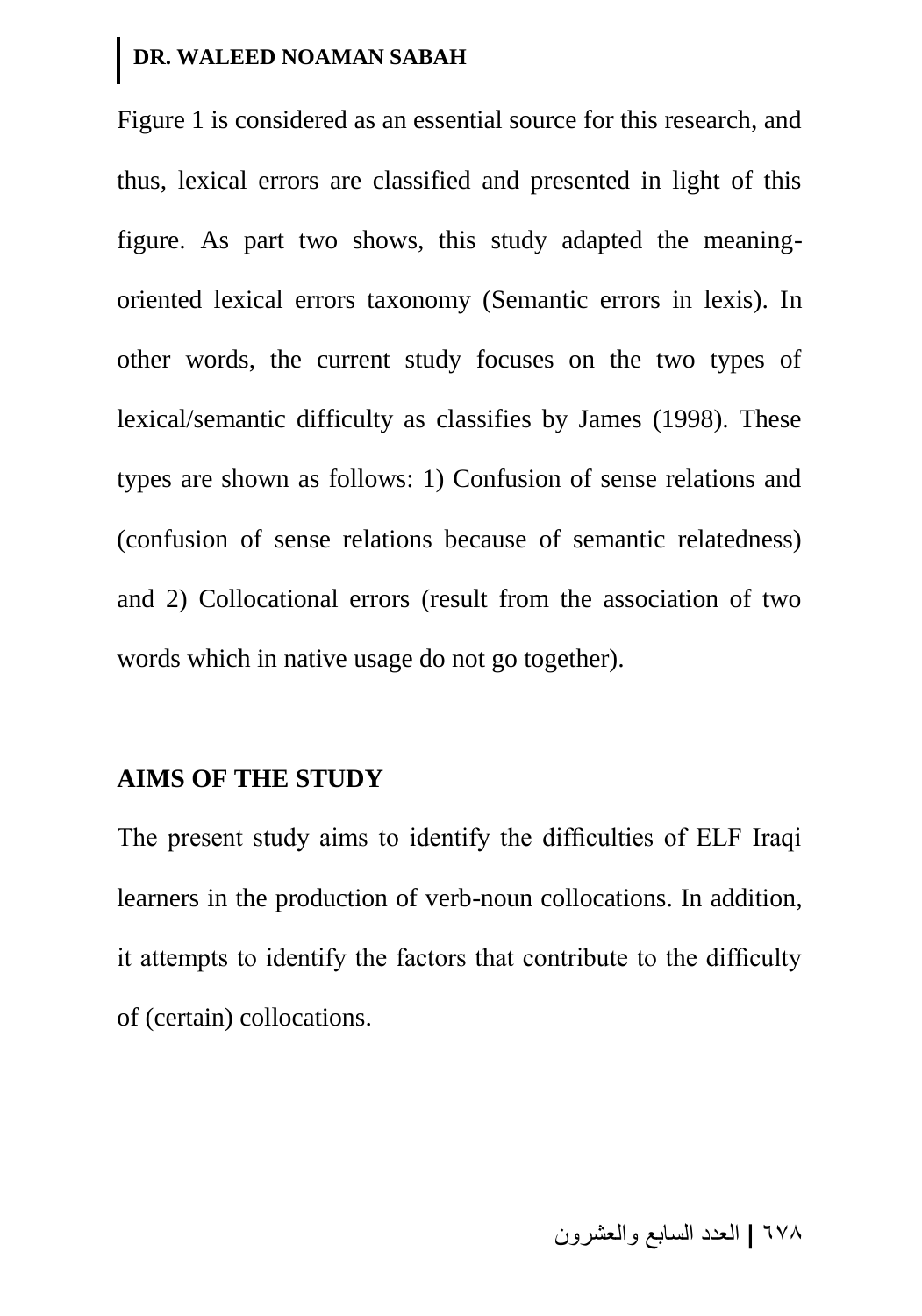Figure 1 is considered as an essential source for this research, and thus, lexical errors are classified and presented in light of this figure. As part two shows, this study adapted the meaning-oriented lexical errors taxonomy (Semantic errors in lexis). In other words, the current study focuses on the two types of lexical/semantic difficulty as classifies by James (1998). These types are shown as follows: 1) Confusion of sense relations and (confusion of sense relations because of semantic relatedness) and 2) Collocational errors (result from the association of two words which in native usage do not go together).

## AIMS OF THE STUDY

The present study aims to identify the difficulties of ELF Iraqi learners in the production of verb-noun collocations. In addition, it attempts to identify the factors that contribute to the difficulty of (certain) collocations.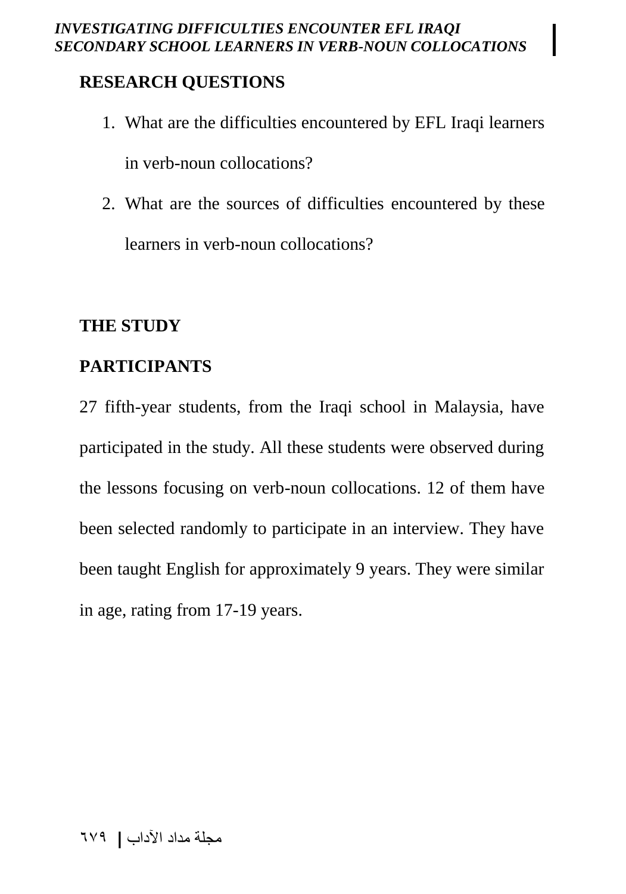## RESEARCH QUESTIONS

1. What are the difficulties encountered by EFL Iraqi learners in verb-noun collocations?
2. What are the sources of difficulties encountered by these learners in verb-noun collocations?

## THE STUDY

## PARTICIPANTS

27 fifth-year students, from the Iraqi school in Malaysia, have participated in the study. All these students were observed during the lessons focusing on verb-noun collocations. 12 of them have been selected randomly to participate in an interview. They have been taught English for approximately 9 years. They were similar in age, rating from 17-19 years.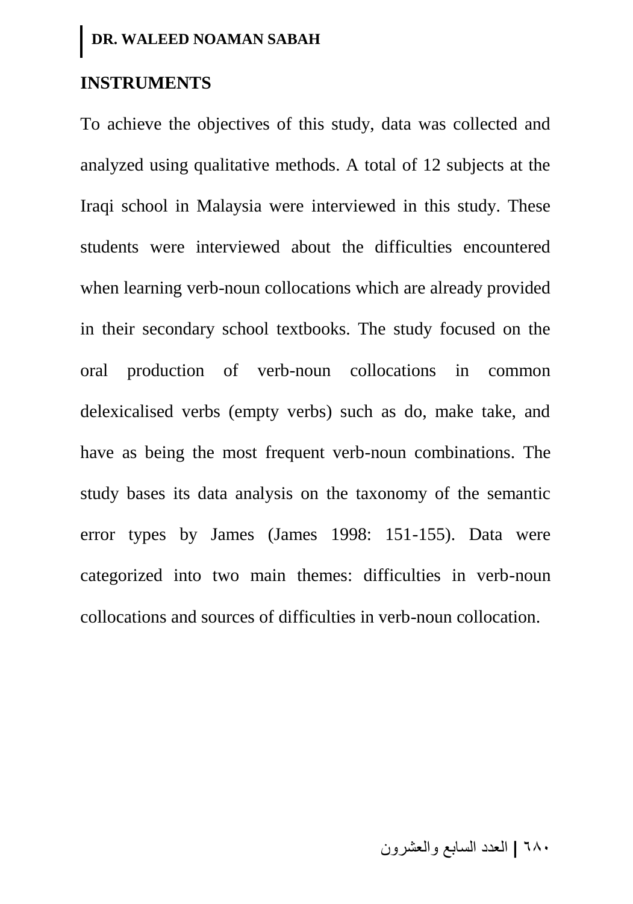## INSTRUMENTS

To achieve the objectives of this study, data was collected and analyzed using qualitative methods. A total of 12 subjects at the Iraqi school in Malaysia were interviewed in this study. These students were interviewed about the difficulties encountered when learning verb-noun collocations which are already provided in their secondary school textbooks. The study focused on the oral production of verb-noun collocations in common delexicalised verbs (empty verbs) such as do, make take, and have as being the most frequent verb-noun combinations. The study bases its data analysis on the taxonomy of the semantic error types by James (James 1998: 151-155). Data were categorized into two main themes: difficulties in verb-noun collocations and sources of difficulties in verb-noun collocation.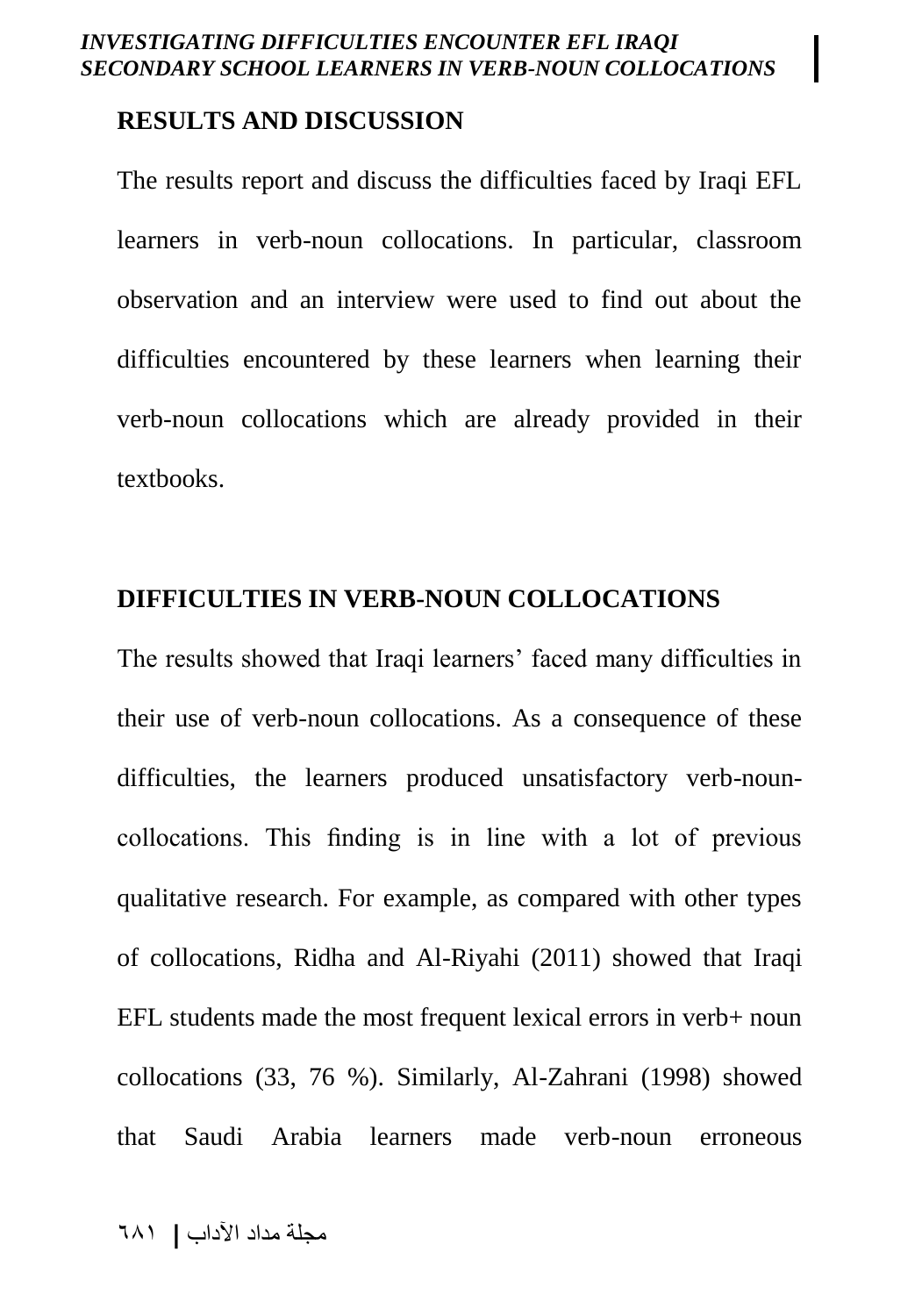## RESULTS AND DISCUSSION

The results report and discuss the difficulties faced by Iraqi EFL learners in verb-noun collocations. In particular, classroom observation and an interview were used to find out about the difficulties encountered by these learners when learning their verb-noun collocations which are already provided in their textbooks.

## DIFFICULTIES IN VERB-NOUN COLLOCATIONS

The results showed that Iraqi learners' faced many difficulties in their use of verb-noun collocations. As a consequence of these difficulties, the learners produced unsatisfactory verb-noun-collocations. This finding is in line with a lot of previous qualitative research. For example, as compared with other types of collocations, Ridha and Al-Riyahi (2011) showed that Iraqi EFL students made the most frequent lexical errors in verb+ noun collocations (33, 76 %). Similarly, Al-Zahrani (1998) showed that Saudi Arabia learners made verb-noun erroneous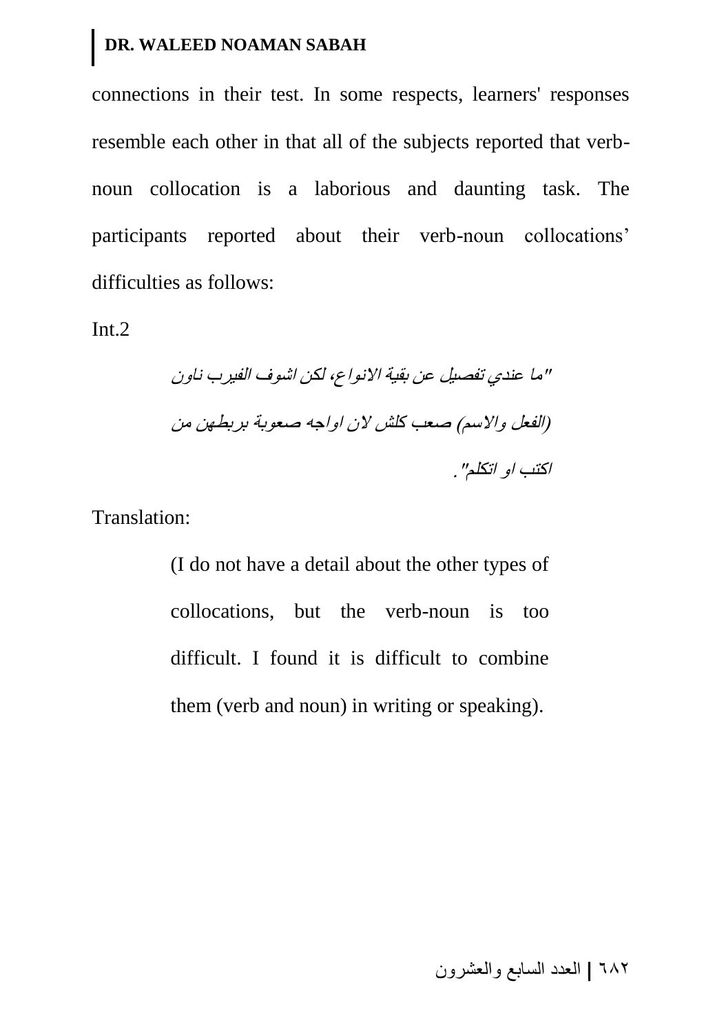connections in their test. In some respects, learners' responses resemble each other in that all of the subjects reported that verb-noun collocation is a laborious and daunting task. The participants reported about their verb-noun collocations' difficulties as follows:

Int.2

*"ما عندي تفصيل عن بقية الانواع، لكن اشوف الفيرب ناون (الفعل والاسم) صعب كلش لان اواجه صعوبة بربطهن من اكتب او اتكلم".*

Translation:

> (I do not have a detail about the other types of collocations, but the verb-noun is too difficult. I found it is difficult to combine them (verb and noun) in writing or speaking).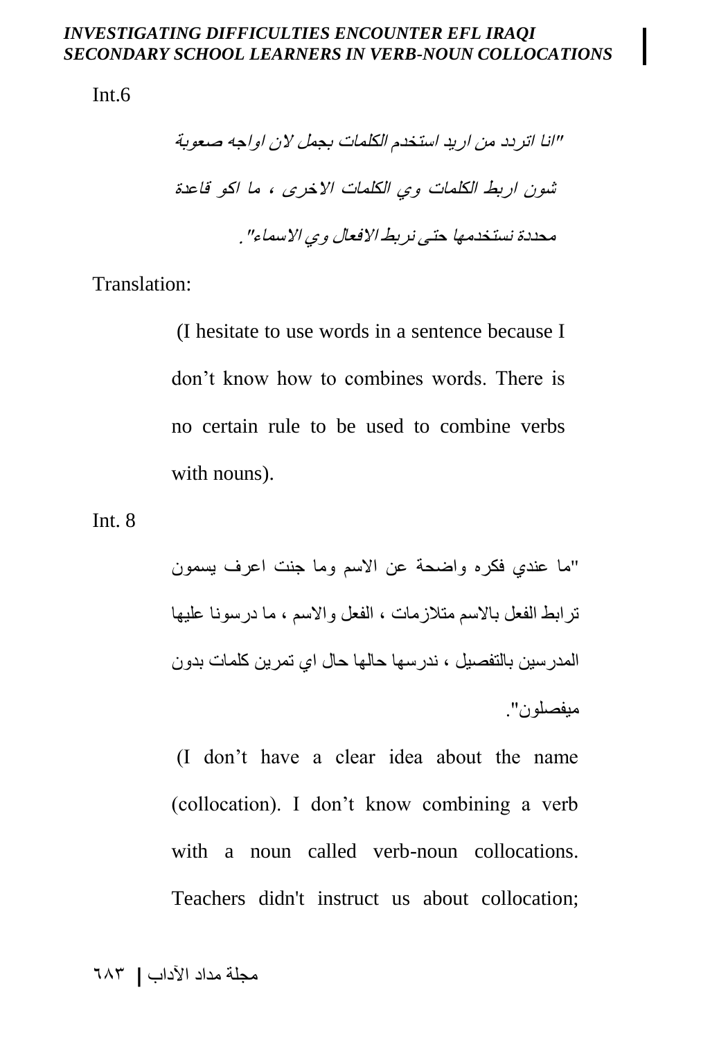Int.6

"انا اتردد من اريد استخدم الكلمات بجمل لان اواجه صعوبة شون اربط الكلمات وي الكلمات الاخرى ، ما اكو قاعدة محددة نستخدمها حتى نربط الافعال وي الاسماء".

Translation:

(I hesitate to use words in a sentence because I don't know how to combines words. There is no certain rule to be used to combine verbs with nouns).

Int. 8

"ما عندي فكره واضحة عن الاسم وما جنت اعرف يسمون ترابط الفعل بالاسم متلازمات ، الفعل والاسم ، ما درسونا عليها المدرسين بالتفصيل ، ندرسها حالها حال اي تمرين كلمات بدون ميفصلون".

(I don't have a clear idea about the name (collocation). I don't know combining a verb with a noun called verb-noun collocations. Teachers didn't instruct us about collocation;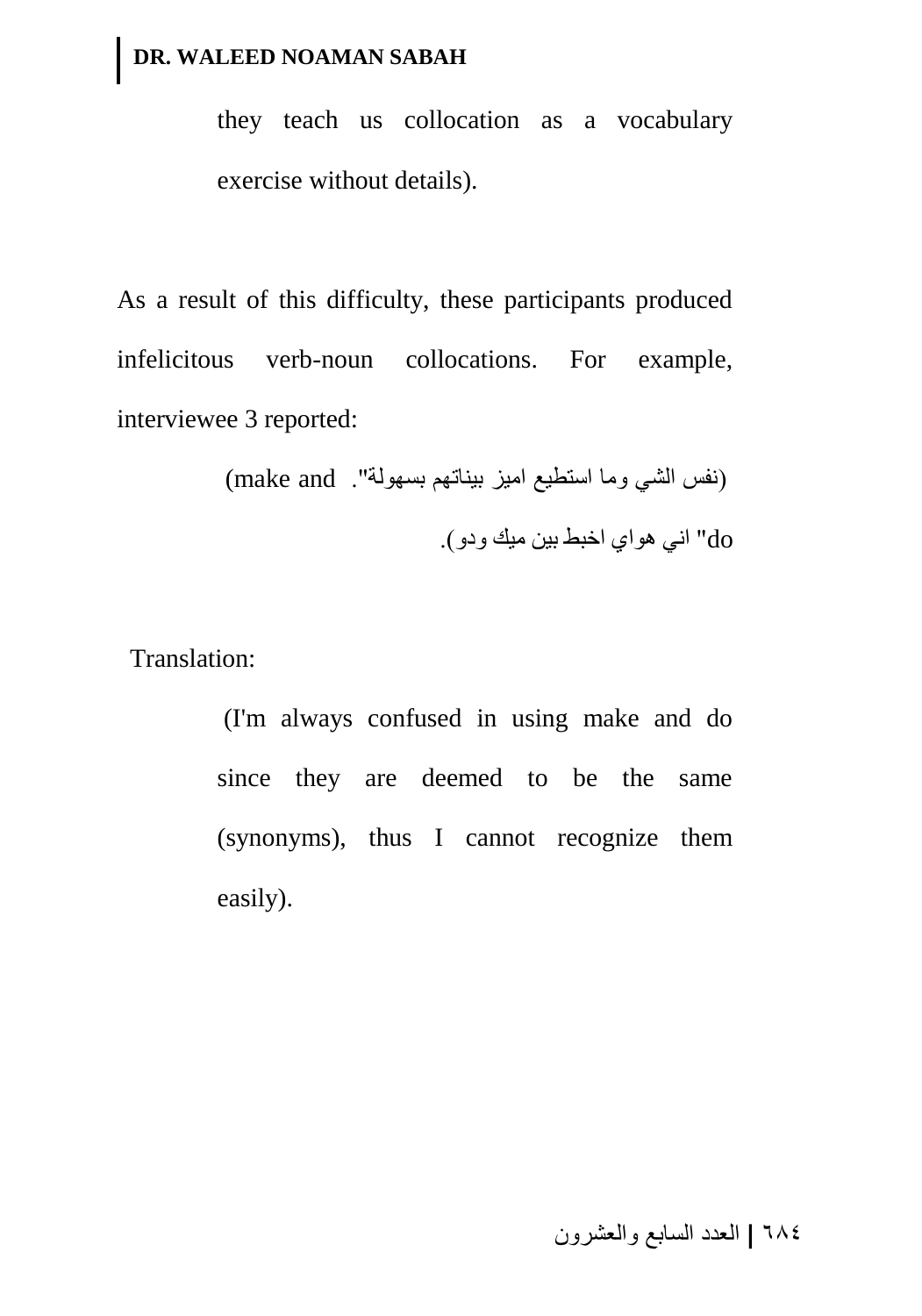they teach us collocation as a vocabulary exercise without details).

As a result of this difficulty, these participants produced infelicitous verb-noun collocations. For example, interviewee 3 reported:

(انی هواي اخبط بین میك ودو "make and do" نفس الشي وما استطیع امیز بیناتهم بسهولة).

Translation:

(I'm always confused in using make and do since they are deemed to be the same (synonyms), thus I cannot recognize them easily).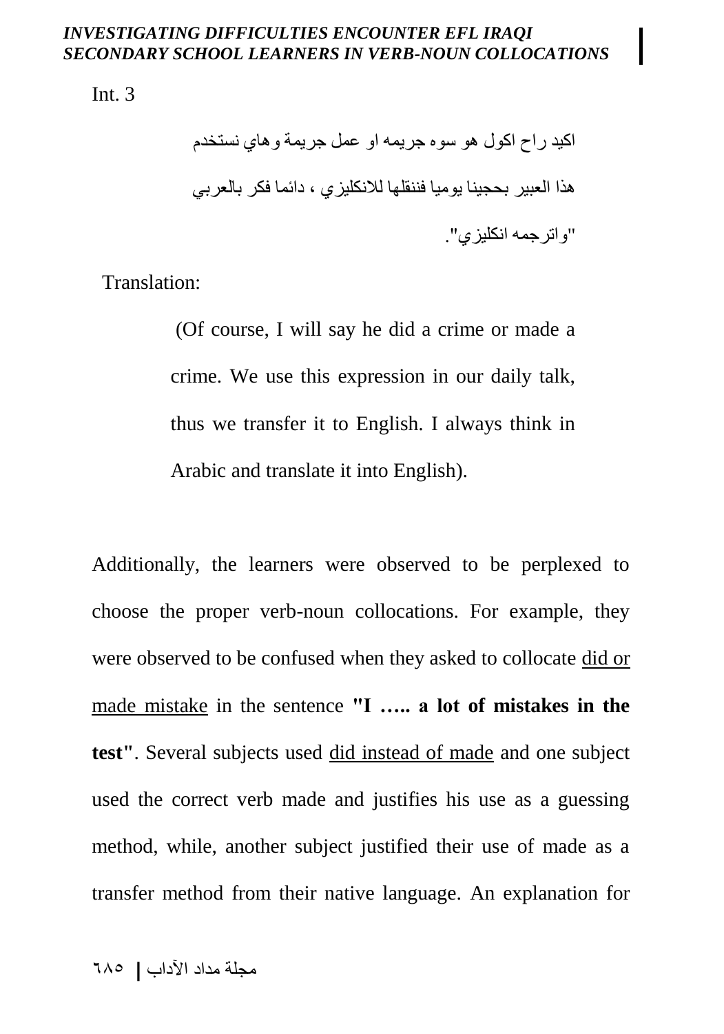Int. 3

اكيد راح اكول هو سوه جريمه او عمل جريمة وهاي نستخدم هذا العبير بحجينا يوميا فننقلها للانكليزي ، دائما فكر بالعربي "واترجمه انكليزي".

Translation:

(Of course, I will say he did a crime or made a crime. We use this expression in our daily talk, thus we transfer it to English. I always think in Arabic and translate it into English).

Additionally, the learners were observed to be perplexed to choose the proper verb-noun collocations. For example, they were observed to be confused when they asked to collocate <u>did or made mistake</u> in the sentence **"I ….. a lot of mistakes in the test"**. Several subjects used <u>did instead of made</u> and one subject used the correct verb made and justifies his use as a guessing method, while, another subject justified their use of made as a transfer method from their native language. An explanation for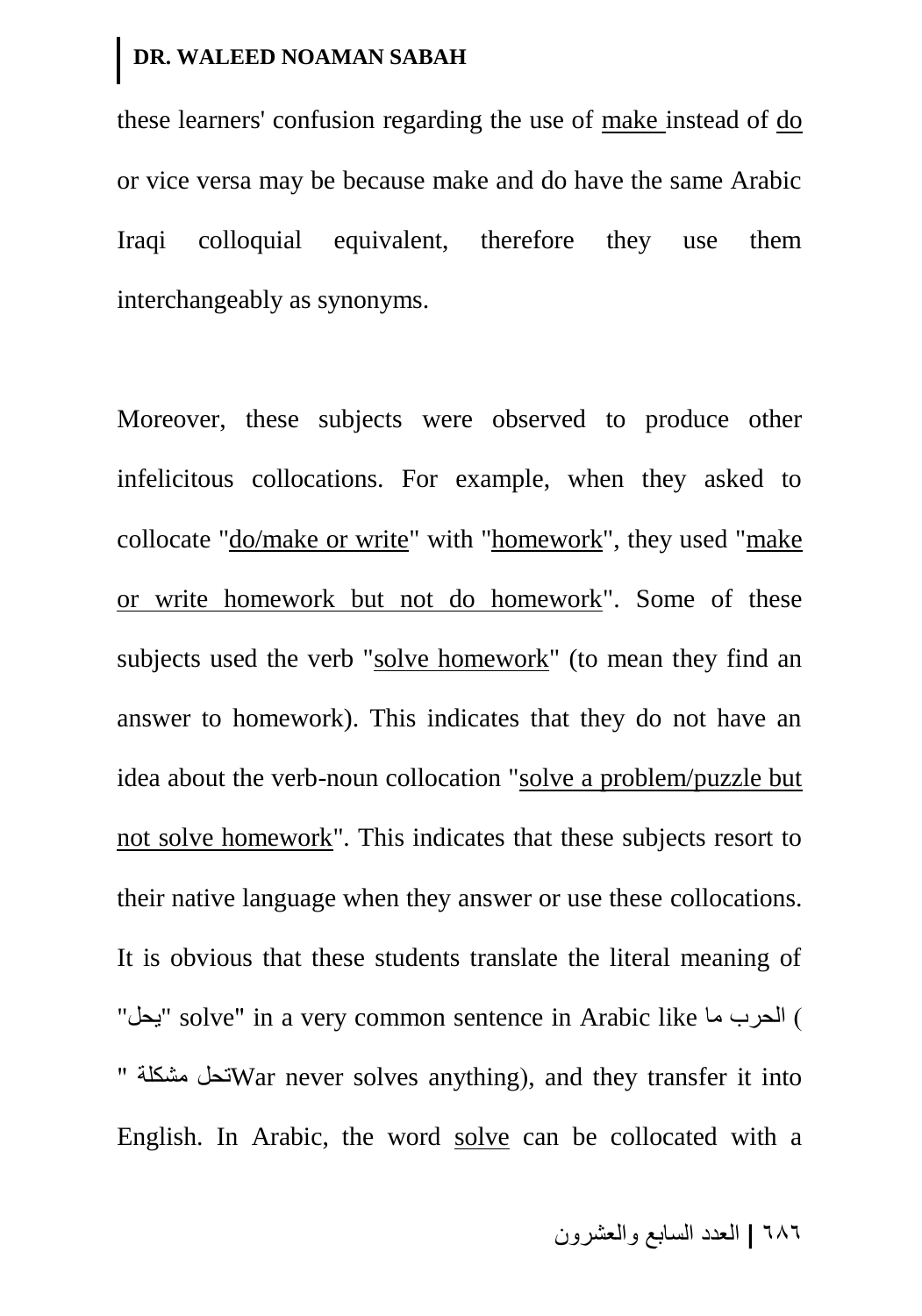these learners' confusion regarding the use of make instead of do or vice versa may be because make and do have the same Arabic Iraqi colloquial equivalent, therefore they use them interchangeably as synonyms.

Moreover, these subjects were observed to produce other infelicitous collocations. For example, when they asked to collocate "do/make or write" with "homework", they used "make or write homework but not do homework". Some of these subjects used the verb "solve homework" (to mean they find an answer to homework). This indicates that they do not have an idea about the verb-noun collocation "solve a problem/puzzle but not solve homework". This indicates that these subjects resort to their native language when they answer or use these collocations. It is obvious that these students translate the literal meaning of "يحل" solve" in a very common sentence in Arabic like ( الحرب ما تحل مشكلة "War never solves anything), and they transfer it into English. In Arabic, the word solve can be collocated with a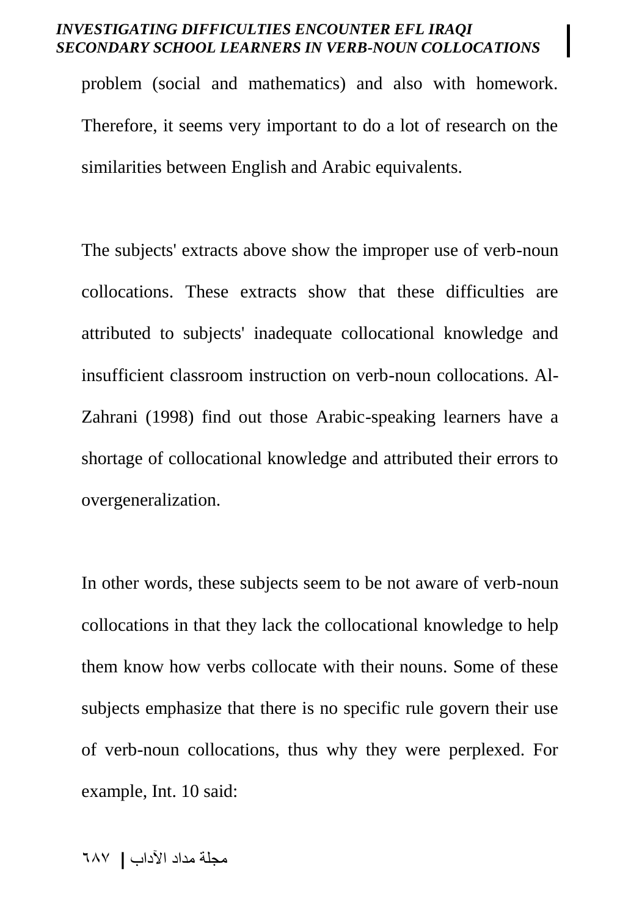problem (social and mathematics) and also with homework. Therefore, it seems very important to do a lot of research on the similarities between English and Arabic equivalents.

The subjects' extracts above show the improper use of verb-noun collocations. These extracts show that these difficulties are attributed to subjects' inadequate collocational knowledge and insufficient classroom instruction on verb-noun collocations. Al-Zahrani (1998) find out those Arabic-speaking learners have a shortage of collocational knowledge and attributed their errors to overgeneralization.

In other words, these subjects seem to be not aware of verb-noun collocations in that they lack the collocational knowledge to help them know how verbs collocate with their nouns. Some of these subjects emphasize that there is no specific rule govern their use of verb-noun collocations, thus why they were perplexed. For example, Int. 10 said: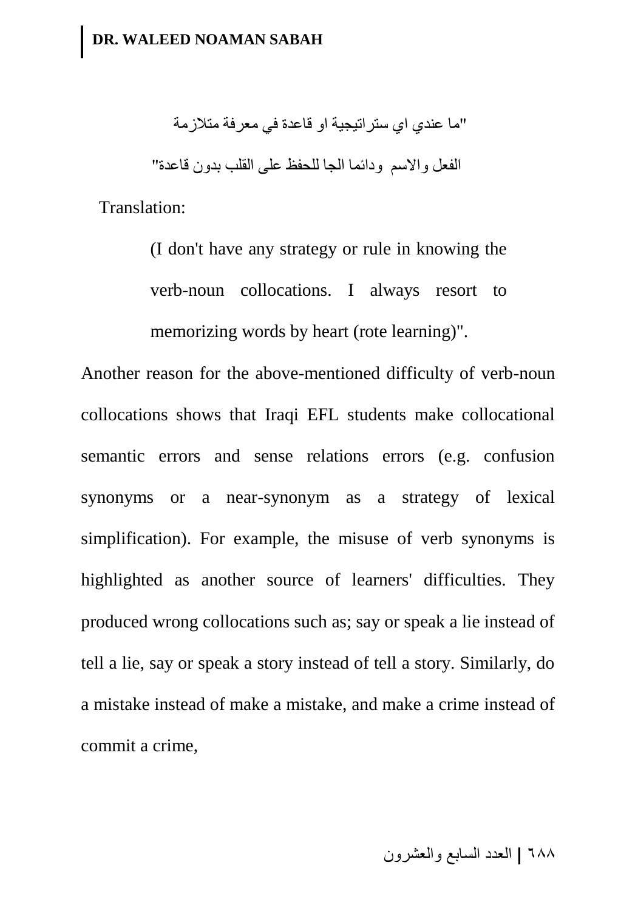"ما عندي اي ستراتيجية او قاعدة في معرفة متلازمة

الفعل والاسم ودائما الجا للحفظ على القلب بدون قاعدة"

Translation:

> (I don't have any strategy or rule in knowing the verb-noun collocations. I always resort to memorizing words by heart (rote learning)".

Another reason for the above-mentioned difficulty of verb-noun collocations shows that Iraqi EFL students make collocational semantic errors and sense relations errors (e.g. confusion synonyms or a near-synonym as a strategy of lexical simplification). For example, the misuse of verb synonyms is highlighted as another source of learners' difficulties. They produced wrong collocations such as; say or speak a lie instead of tell a lie, say or speak a story instead of tell a story. Similarly, do a mistake instead of make a mistake, and make a crime instead of commit a crime,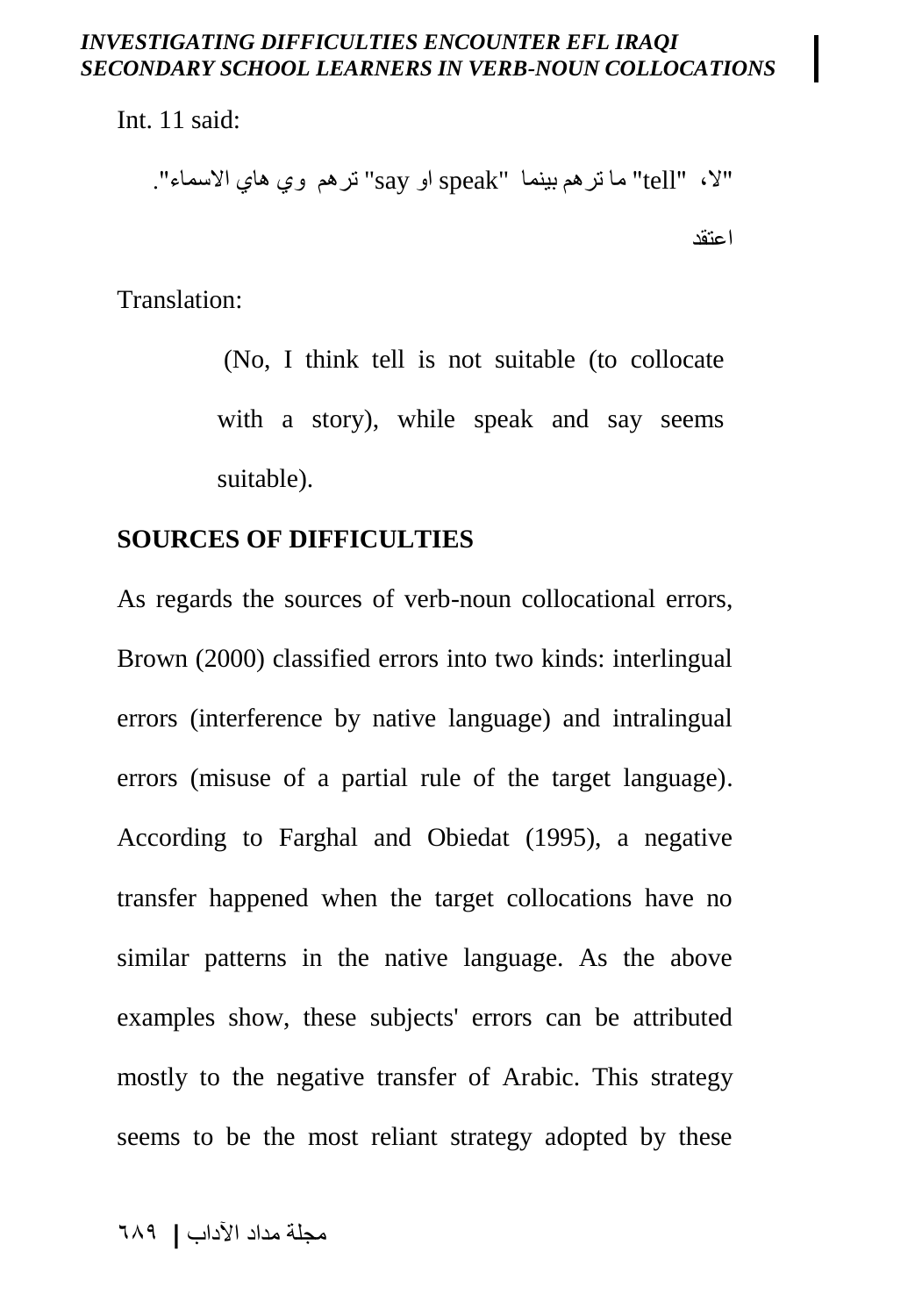Int. 11 said:

"لا، "tell" ما ترهم بينما "speak او say" ترهم وي هاي الاسماء". اعتقد

Translation:

(No, I think tell is not suitable (to collocate with a story), while speak and say seems suitable).

## SOURCES OF DIFFICULTIES

As regards the sources of verb-noun collocational errors, Brown (2000) classified errors into two kinds: interlingual errors (interference by native language) and intralingual errors (misuse of a partial rule of the target language). According to Farghal and Obiedat (1995), a negative transfer happened when the target collocations have no similar patterns in the native language. As the above examples show, these subjects' errors can be attributed mostly to the negative transfer of Arabic. This strategy seems to be the most reliant strategy adopted by these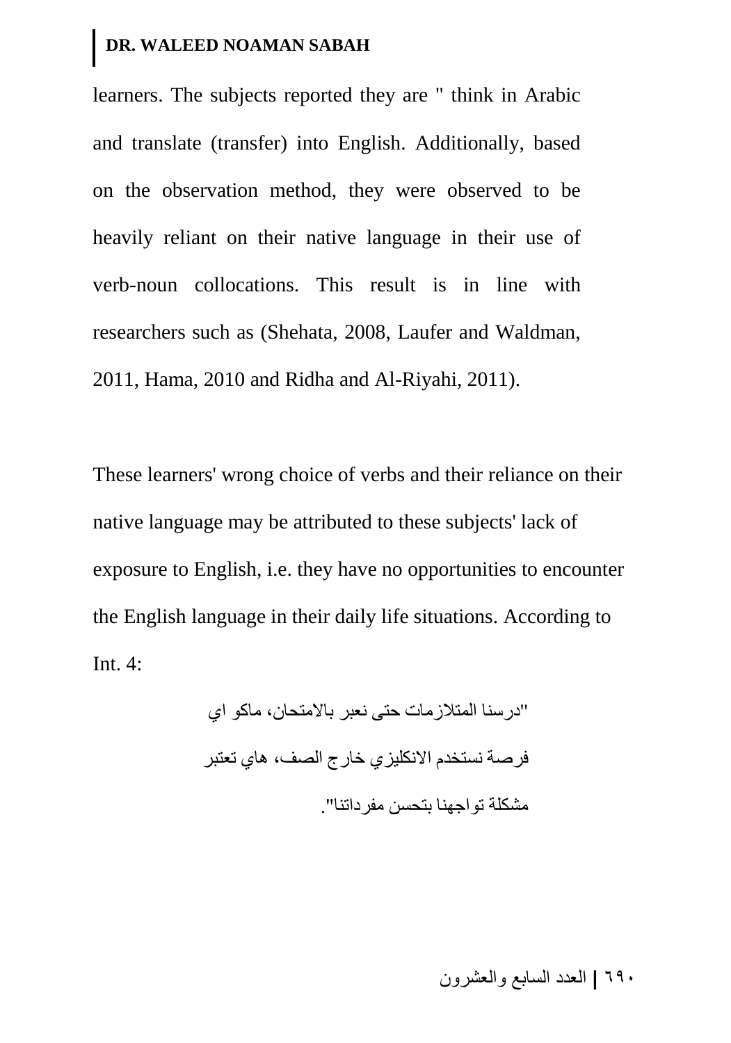learners. The subjects reported they are " think in Arabic and translate (transfer) into English. Additionally, based on the observation method, they were observed to be heavily reliant on their native language in their use of verb-noun collocations. This result is in line with researchers such as (Shehata, 2008, Laufer and Waldman, 2011, Hama, 2010 and Ridha and Al-Riyahi, 2011).

These learners' wrong choice of verbs and their reliance on their native language may be attributed to these subjects' lack of exposure to English, i.e. they have no opportunities to encounter the English language in their daily life situations. According to Int. 4:

"درسنا المتلازمات حتى نعبر بالامتحان، ماكو اي فرصة نستخدم الانكليزي خارج الصف، هاي تعتبر مشكلة تواجهنا بتحسن مفرداتنا".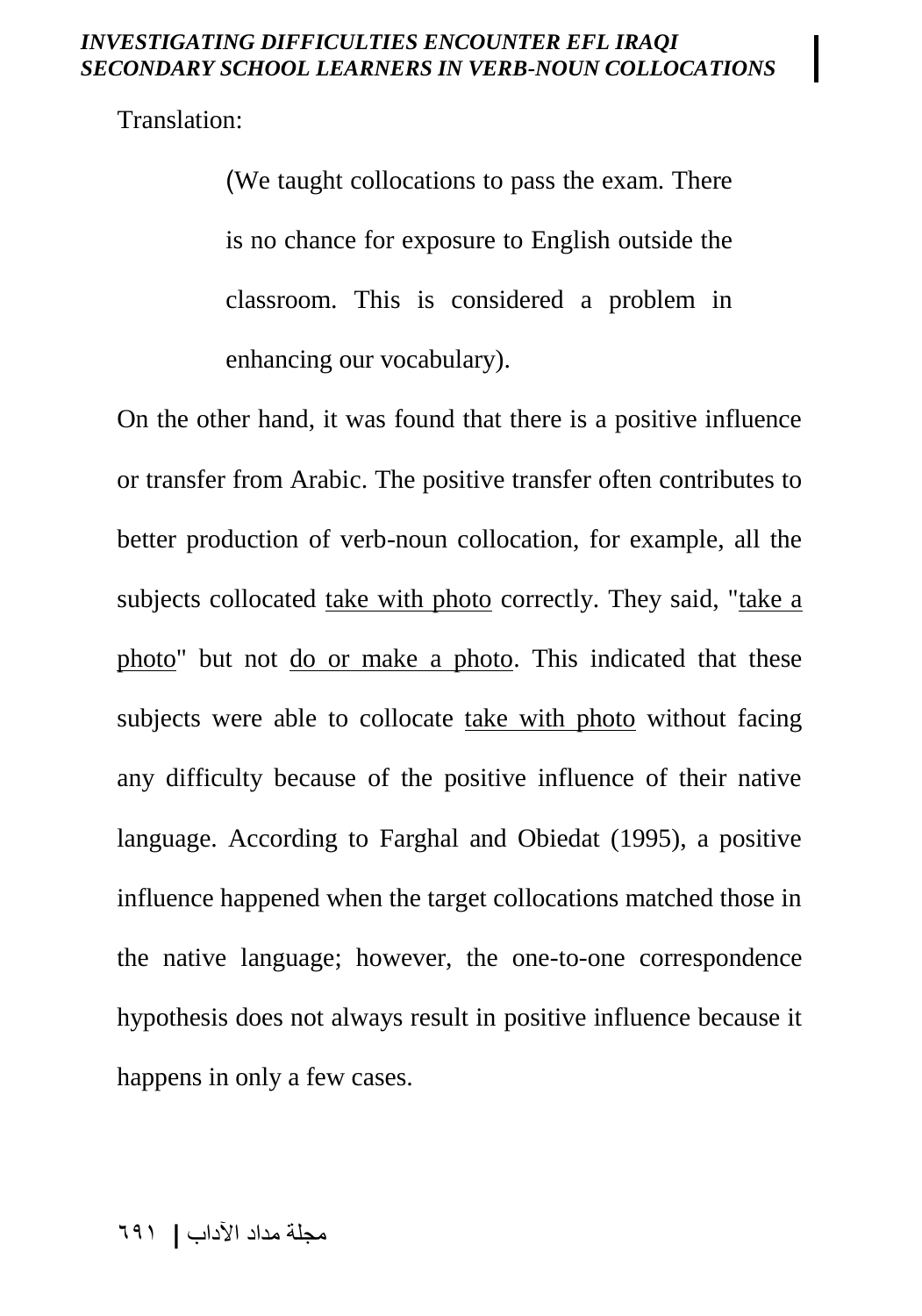Translation:

> (We taught collocations to pass the exam. There is no chance for exposure to English outside the classroom. This is considered a problem in enhancing our vocabulary).

On the other hand, it was found that there is a positive influence or transfer from Arabic. The positive transfer often contributes to better production of verb-noun collocation, for example, all the subjects collocated <u>take with photo</u> correctly. They said, "<u>take a photo</u>" but not <u>do or make a photo</u>. This indicated that these subjects were able to collocate <u>take with photo</u> without facing any difficulty because of the positive influence of their native language. According to Farghal and Obiedat (1995), a positive influence happened when the target collocations matched those in the native language; however, the one-to-one correspondence hypothesis does not always result in positive influence because it happens in only a few cases.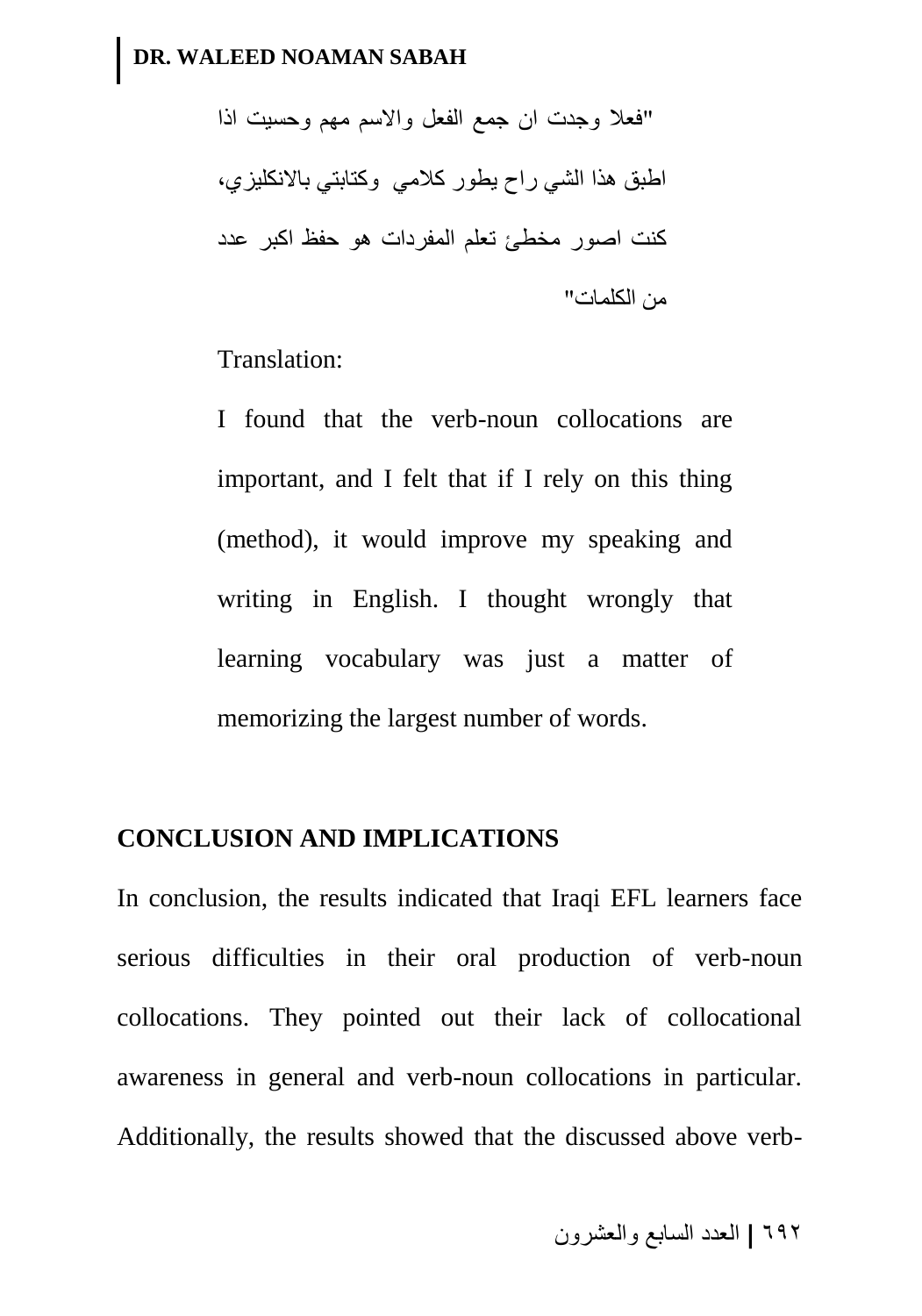"فعلا وجدت ان جمع الفعل والاسم مهم وحسيت اذا اطبق هذا الشي راح يطور كلامي وكتابتي بالانكليزي، كنت اصور مخطئ تعلم المفردات هو حفظ اكبر عدد من الكلمات"

Translation:

I found that the verb-noun collocations are important, and I felt that if I rely on this thing (method), it would improve my speaking and writing in English. I thought wrongly that learning vocabulary was just a matter of memorizing the largest number of words.

## CONCLUSION AND IMPLICATIONS

In conclusion, the results indicated that Iraqi EFL learners face serious difficulties in their oral production of verb-noun collocations. They pointed out their lack of collocational awareness in general and verb-noun collocations in particular. Additionally, the results showed that the discussed above verb-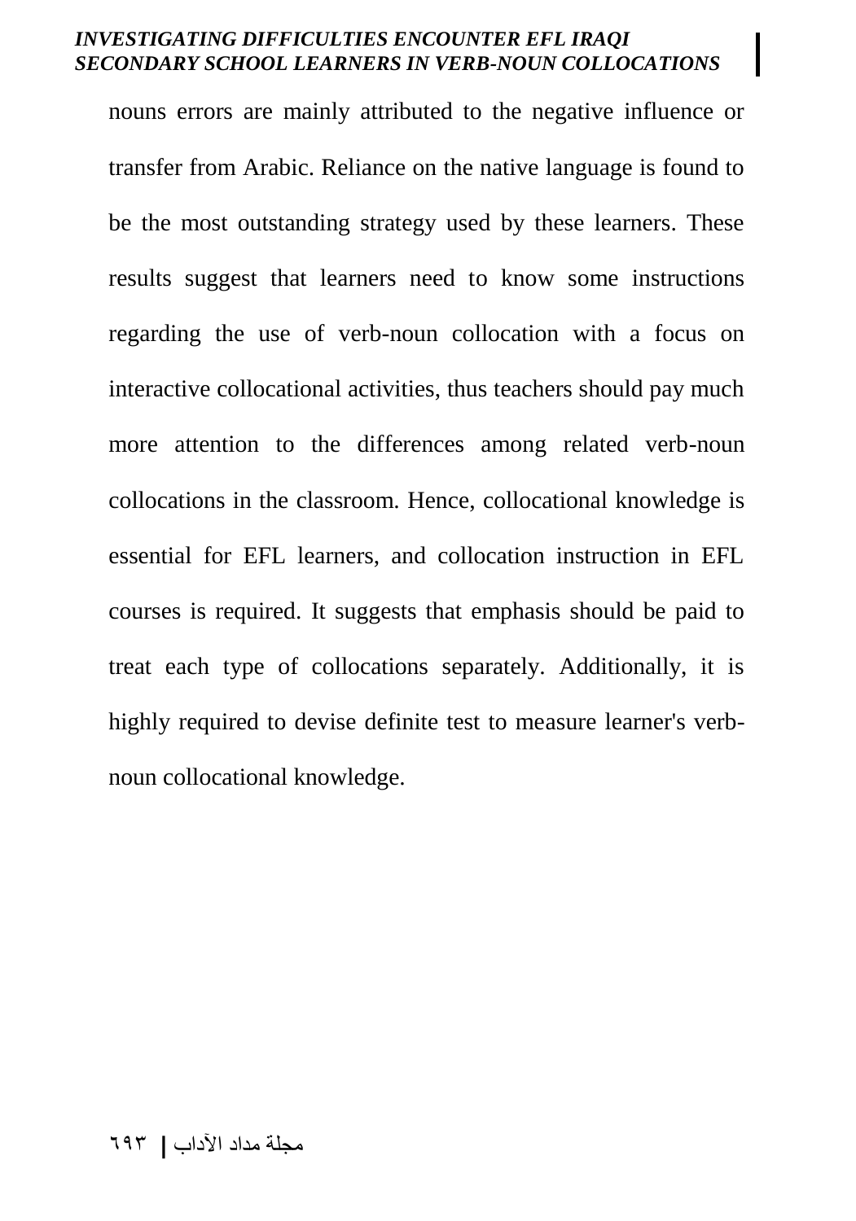nouns errors are mainly attributed to the negative influence or transfer from Arabic. Reliance on the native language is found to be the most outstanding strategy used by these learners. These results suggest that learners need to know some instructions regarding the use of verb-noun collocation with a focus on interactive collocational activities, thus teachers should pay much more attention to the differences among related verb-noun collocations in the classroom. Hence, collocational knowledge is essential for EFL learners, and collocation instruction in EFL courses is required. It suggests that emphasis should be paid to treat each type of collocations separately. Additionally, it is highly required to devise definite test to measure learner's verb-noun collocational knowledge.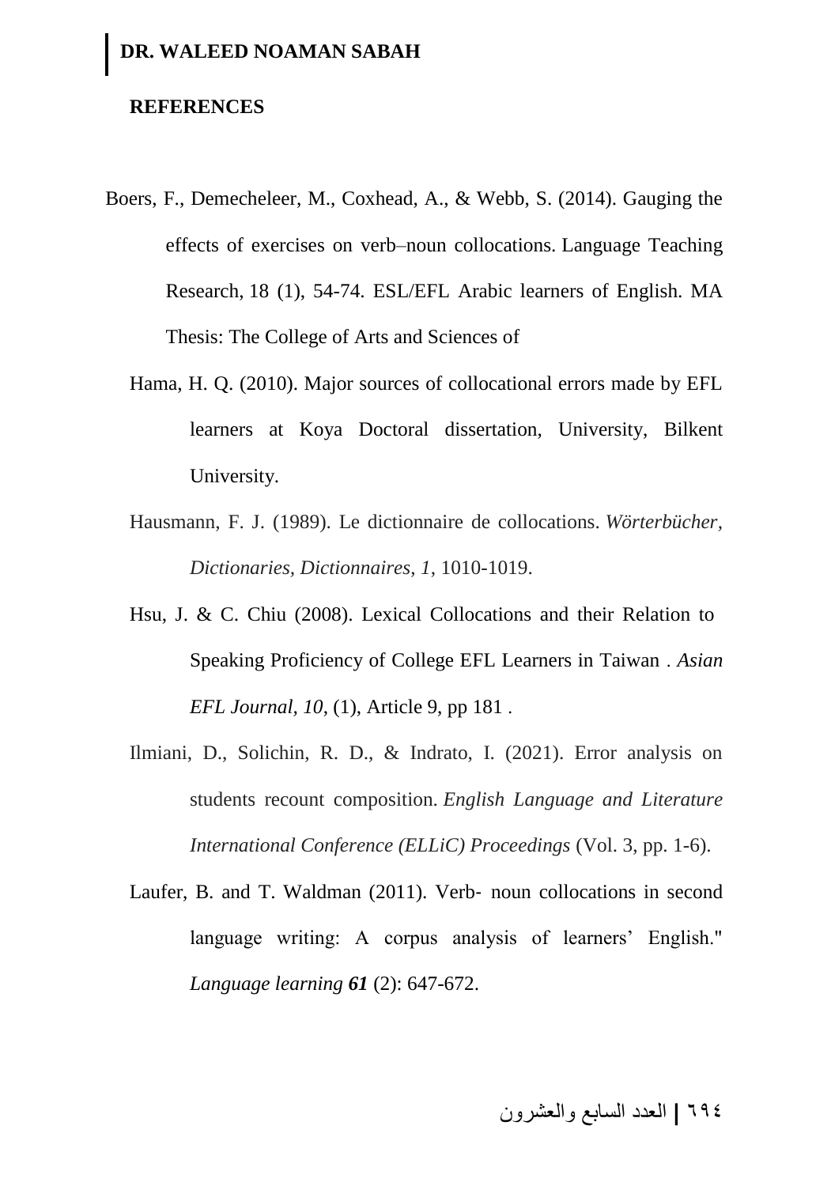## REFERENCES

Boers, F., Demecheleer, M., Coxhead, A., & Webb, S. (2014). Gauging the effects of exercises on verb–noun collocations. Language Teaching Research, 18 (1), 54-74. ESL/EFL Arabic learners of English. MA Thesis: The College of Arts and Sciences of

Hama, H. Q. (2010). Major sources of collocational errors made by EFL learners at Koya Doctoral dissertation, University, Bilkent University.

Hausmann, F. J. (1989). Le dictionnaire de collocations. *Wörterbücher, Dictionaries, Dictionnaires*, *1*, 1010-1019.

Hsu, J. & C. Chiu (2008). Lexical Collocations and their Relation to Speaking Proficiency of College EFL Learners in Taiwan . *Asian EFL Journal, 10*, (1), Article 9, pp 181 .

Ilmiani, D., Solichin, R. D., & Indrato, I. (2021). Error analysis on students recount composition. *English Language and Literature International Conference (ELLiC) Proceedings* (Vol. 3, pp. 1-6).

Laufer, B. and T. Waldman (2011). Verb- noun collocations in second language writing: A corpus analysis of learners' English." *Language learning **61*** (2): 647-672.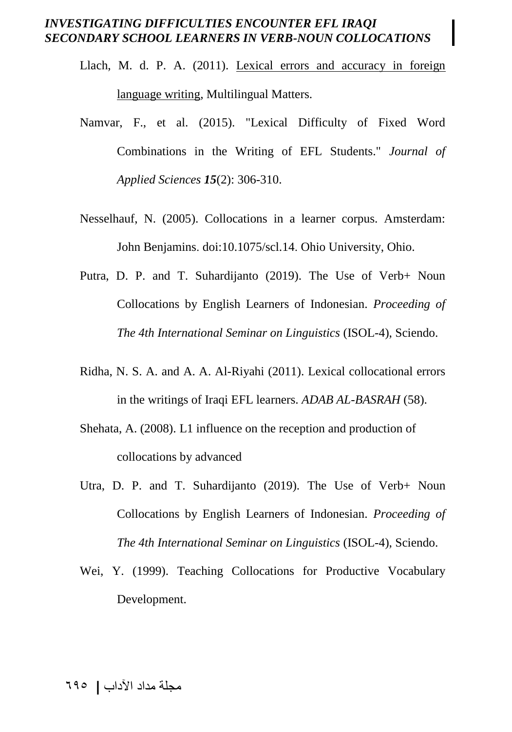Llach, M. d. P. A. (2011). Lexical errors and accuracy in foreign language writing, Multilingual Matters.

Namvar, F., et al. (2015). "Lexical Difficulty of Fixed Word Combinations in the Writing of EFL Students." *Journal of Applied Sciences* ***15***(2): 306-310.

Nesselhauf, N. (2005). Collocations in a learner corpus. Amsterdam: John Benjamins. doi:10.1075/scl.14. Ohio University, Ohio.

Putra, D. P. and T. Suhardijanto (2019). The Use of Verb+ Noun Collocations by English Learners of Indonesian. *Proceeding of The 4th International Seminar on Linguistics* (ISOL-4), Sciendo.

Ridha, N. S. A. and A. A. Al-Riyahi (2011). Lexical collocational errors in the writings of Iraqi EFL learners. *ADAB AL-BASRAH* (58).

Shehata, A. (2008). L1 influence on the reception and production of collocations by advanced

Utra, D. P. and T. Suhardijanto (2019). The Use of Verb+ Noun Collocations by English Learners of Indonesian. *Proceeding of The 4th International Seminar on Linguistics* (ISOL-4), Sciendo.

Wei, Y. (1999). Teaching Collocations for Productive Vocabulary Development.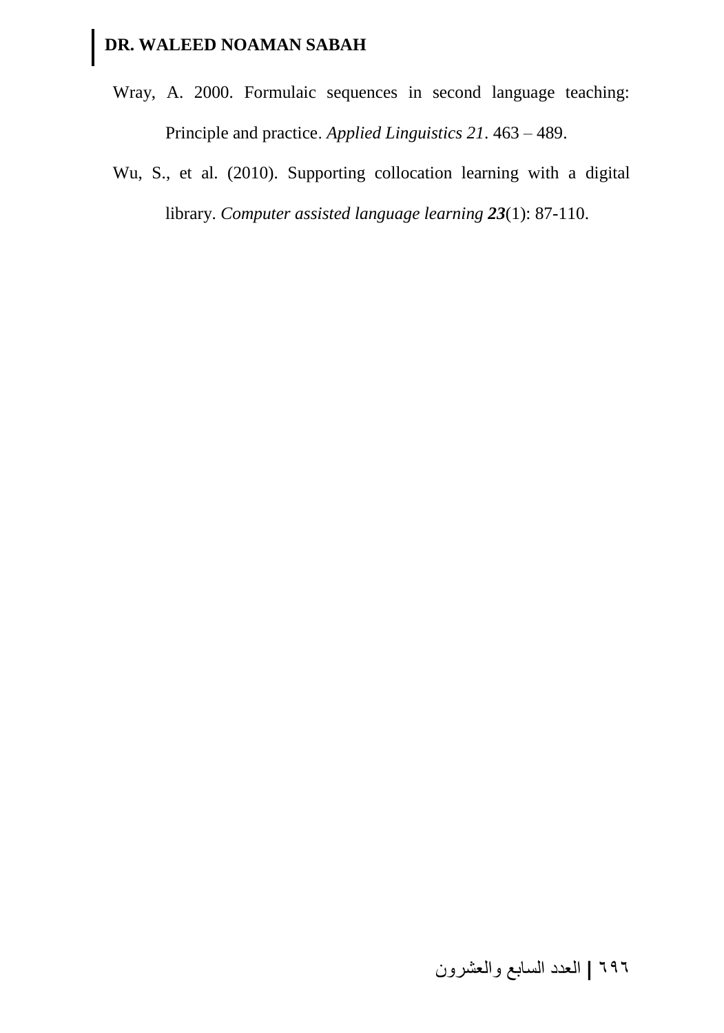Wray, A. 2000. Formulaic sequences in second language teaching: Principle and practice. *Applied Linguistics 21*. 463 – 489.

Wu, S., et al. (2010). Supporting collocation learning with a digital library. *Computer assisted language learning* ***23***(1): 87-110.